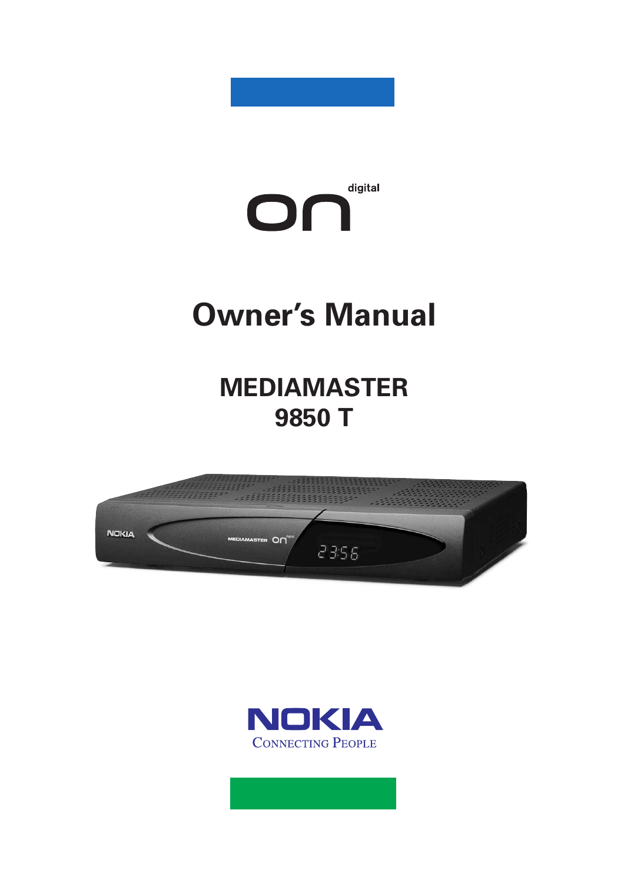on digital

# Owner's Manual

## MEDIAMASTER 9850 T

NOKIA

CONNECTING PEOPLE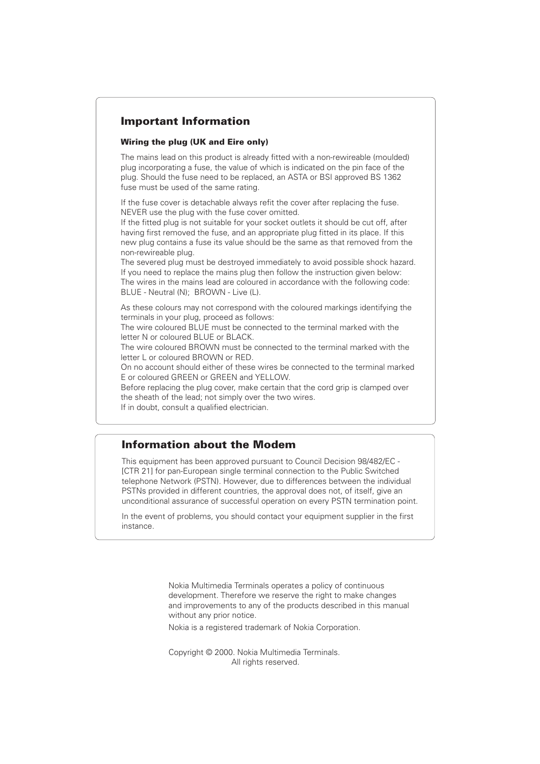## Important Information

### Wiring the plug (UK and Eire only)

The mains lead on this product is already fitted with a non-rewireable (moulded) plug incorporating a fuse, the value of which is indicated on the pin face of the plug. Should the fuse need to be replaced, an ASTA or BSI approved BS 1362 fuse must be used of the same rating.

If the fuse cover is detachable always refit the cover after replacing the fuse. NEVER use the plug with the fuse cover omitted.
If the fitted plug is not suitable for your socket outlets it should be cut off, after having first removed the fuse, and an appropriate plug fitted in its place. If this new plug contains a fuse its value should be the same as that removed from the non-rewireable plug.
The severed plug must be destroyed immediately to avoid possible shock hazard.
If you need to replace the mains plug then follow the instruction given below:
The wires in the mains lead are coloured in accordance with the following code:
BLUE - Neutral (N); BROWN - Live (L).

As these colours may not correspond with the coloured markings identifying the terminals in your plug, proceed as follows:
The wire coloured BLUE must be connected to the terminal marked with the letter N or coloured BLUE or BLACK.
The wire coloured BROWN must be connected to the terminal marked with the letter L or coloured BROWN or RED.
On no account should either of these wires be connected to the terminal marked E or coloured GREEN or GREEN and YELLOW.
Before replacing the plug cover, make certain that the cord grip is clamped over the sheath of the lead; not simply over the two wires.
If in doubt, consult a qualified electrician.

## Information about the Modem

This equipment has been approved pursuant to Council Decision 98/482/EC - [CTR 21] for pan-European single terminal connection to the Public Switched telephone Network (PSTN). However, due to differences between the individual PSTNs provided in different countries, the approval does not, of itself, give an unconditional assurance of successful operation on every PSTN termination point.

In the event of problems, you should contact your equipment supplier in the first instance.

Nokia Multimedia Terminals operates a policy of continuous development. Therefore we reserve the right to make changes and improvements to any of the products described in this manual without any prior notice.

Nokia is a registered trademark of Nokia Corporation.

Copyright © 2000. Nokia Multimedia Terminals.
All rights reserved.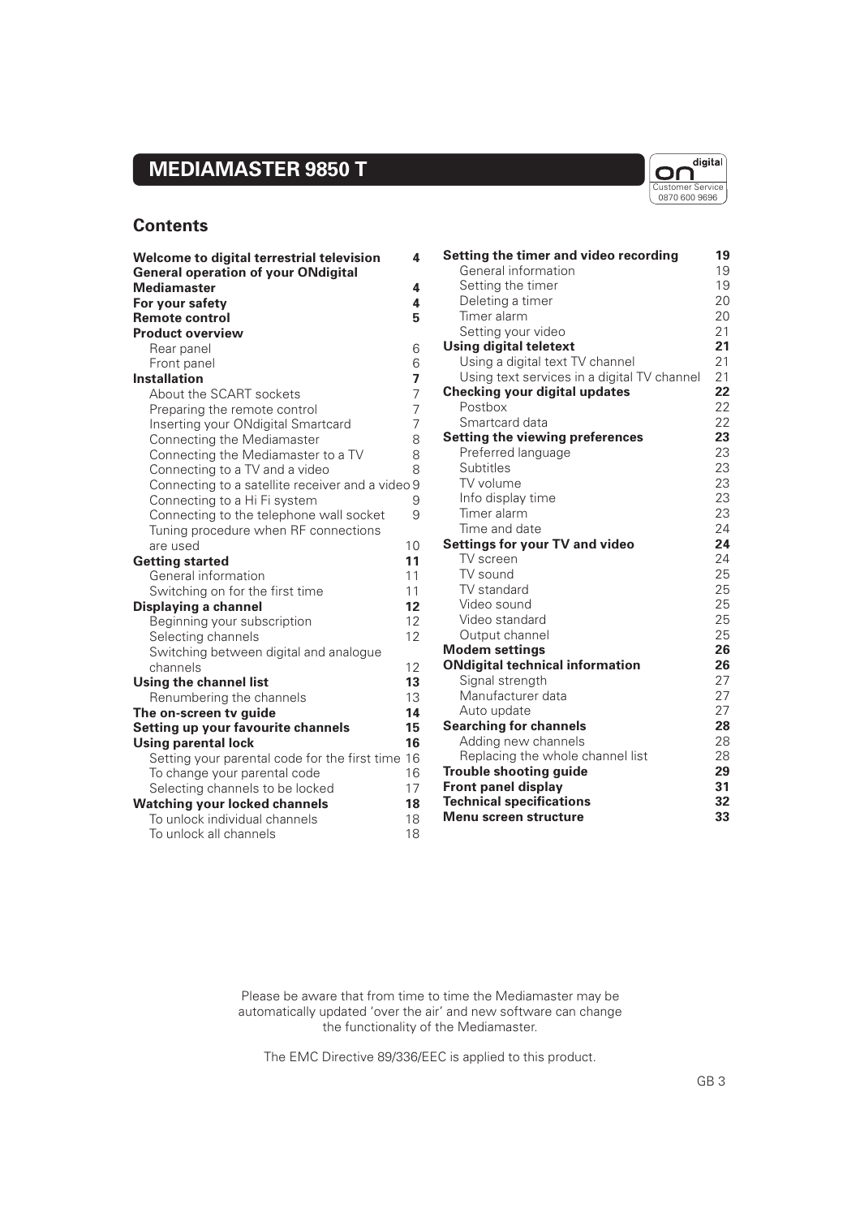# MEDIAMASTER 9850 T

on digital
Customer Service
0870 600 9696

## Contents

| | |
|---|---|
| **Welcome to digital terrestrial television** | **4** |
| **General operation of your ONdigital Mediamaster** | **4** |
| **For your safety** | **4** |
| **Remote control** | **5** |
| **Product overview** | |
| Rear panel | 6 |
| Front panel | 6 |
| **Installation** | **7** |
| About the SCART sockets | 7 |
| Preparing the remote control | 7 |
| Inserting your ONdigital Smartcard | 7 |
| Connecting the Mediamaster | 8 |
| Connecting the Mediamaster to a TV | 8 |
| Connecting to a TV and a video | 8 |
| Connecting to a satellite receiver and a video | 9 |
| Connecting to a Hi Fi system | 9 |
| Connecting to the telephone wall socket | 9 |
| Tuning procedure when RF connections are used | 10 |
| **Getting started** | **11** |
| General information | 11 |
| Switching on for the first time | 11 |
| **Displaying a channel** | **12** |
| Beginning your subscription | 12 |
| Selecting channels | 12 |
| Switching between digital and analogue channels | 12 |
| **Using the channel list** | **13** |
| Renumbering the channels | 13 |
| **The on-screen tv guide** | **14** |
| **Setting up your favourite channels** | **15** |
| **Using parental lock** | **16** |
| Setting your parental code for the first time | 16 |
| To change your parental code | 16 |
| Selecting channels to be locked | 17 |
| **Watching your locked channels** | **18** |
| To unlock individual channels | 18 |
| To unlock all channels | 18 |
| **Setting the timer and video recording** | **19** |
| General information | 19 |
| Setting the timer | 19 |
| Deleting a timer | 20 |
| Timer alarm | 20 |
| Setting your video | 21 |
| **Using digital teletext** | **21** |
| Using a digital text TV channel | 21 |
| Using text services in a digital TV channel | 21 |
| **Checking your digital updates** | **22** |
| Postbox | 22 |
| Smartcard data | 22 |
| **Setting the viewing preferences** | **23** |
| Preferred language | 23 |
| Subtitles | 23 |
| TV volume | 23 |
| Info display time | 23 |
| Timer alarm | 23 |
| Time and date | 24 |
| **Settings for your TV and video** | **24** |
| TV screen | 24 |
| TV sound | 25 |
| TV standard | 25 |
| Video sound | 25 |
| Video standard | 25 |
| Output channel | 25 |
| **Modem settings** | **26** |
| **ONdigital technical information** | **26** |
| Signal strength | 27 |
| Manufacturer data | 27 |
| Auto update | 27 |
| **Searching for channels** | **28** |
| Adding new channels | 28 |
| Replacing the whole channel list | 28 |
| **Trouble shooting guide** | **29** |
| **Front panel display** | **31** |
| **Technical specifications** | **32** |
| **Menu screen structure** | **33** |

Please be aware that from time to time the Mediamaster may be automatically updated 'over the air' and new software can change the functionality of the Mediamaster.

The EMC Directive 89/336/EEC is applied to this product.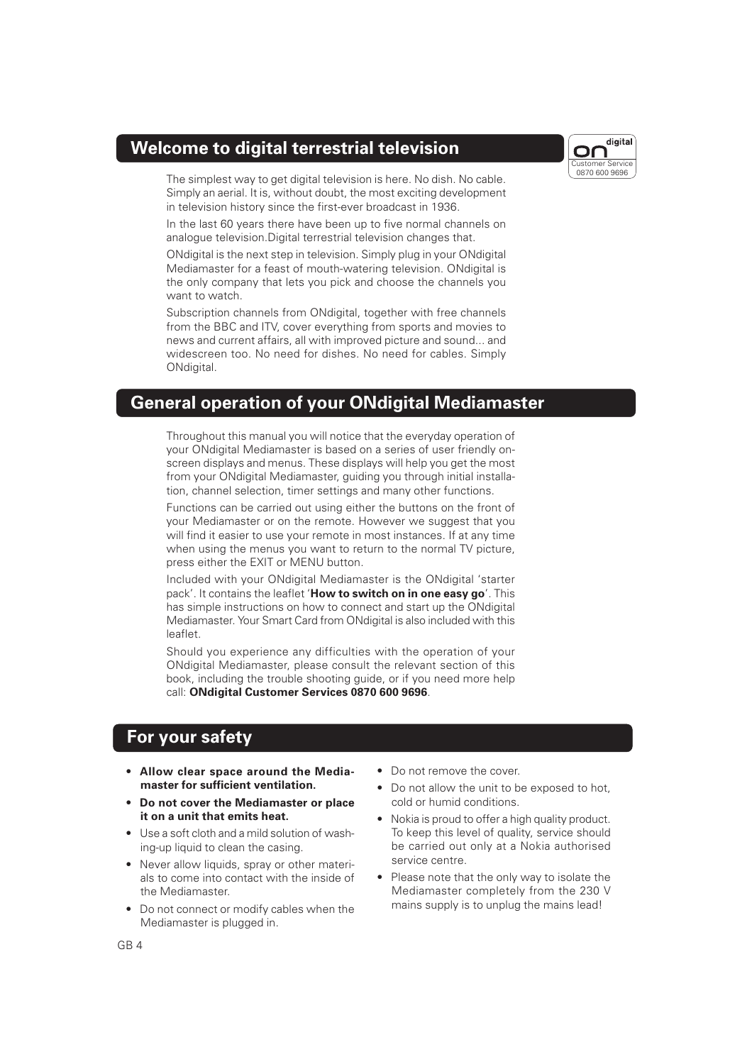## Welcome to digital terrestrial television

The simplest way to get digital television is here. No dish. No cable. Simply an aerial. It is, without doubt, the most exciting development in television history since the first-ever broadcast in 1936.

In the last 60 years there have been up to five normal channels on analogue television.Digital terrestrial television changes that.

ONdigital is the next step in television. Simply plug in your ONdigital Mediamaster for a feast of mouth-watering television. ONdigital is the only company that lets you pick and choose the channels you want to watch.

Subscription channels from ONdigital, together with free channels from the BBC and ITV, cover everything from sports and movies to news and current affairs, all with improved picture and sound... and widescreen too. No need for dishes. No need for cables. Simply ONdigital.

## General operation of your ONdigital Mediamaster

Throughout this manual you will notice that the everyday operation of your ONdigital Mediamaster is based on a series of user friendly on-screen displays and menus. These displays will help you get the most from your ONdigital Mediamaster, guiding you through initial installation, channel selection, timer settings and many other functions.

Functions can be carried out using either the buttons on the front of your Mediamaster or on the remote. However we suggest that you will find it easier to use your remote in most instances. If at any time when using the menus you want to return to the normal TV picture, press either the EXIT or MENU button.

Included with your ONdigital Mediamaster is the ONdigital 'starter pack'. It contains the leaflet '**How to switch on in one easy go**'. This has simple instructions on how to connect and start up the ONdigital Mediamaster. Your Smart Card from ONdigital is also included with this leaflet.

Should you experience any difficulties with the operation of your ONdigital Mediamaster, please consult the relevant section of this book, including the trouble shooting guide, or if you need more help call: **ONdigital Customer Services 0870 600 9696**.

## For your safety

- **Allow clear space around the Mediamaster for sufficient ventilation.**
- **Do not cover the Mediamaster or place it on a unit that emits heat.**
- Use a soft cloth and a mild solution of washing-up liquid to clean the casing.
- Never allow liquids, spray or other materials to come into contact with the inside of the Mediamaster.
- Do not connect or modify cables when the Mediamaster is plugged in.
- Do not remove the cover.
- Do not allow the unit to be exposed to hot, cold or humid conditions.
- Nokia is proud to offer a high quality product. To keep this level of quality, service should be carried out only at a Nokia authorised service centre.
- Please note that the only way to isolate the Mediamaster completely from the 230 V mains supply is to unplug the mains lead!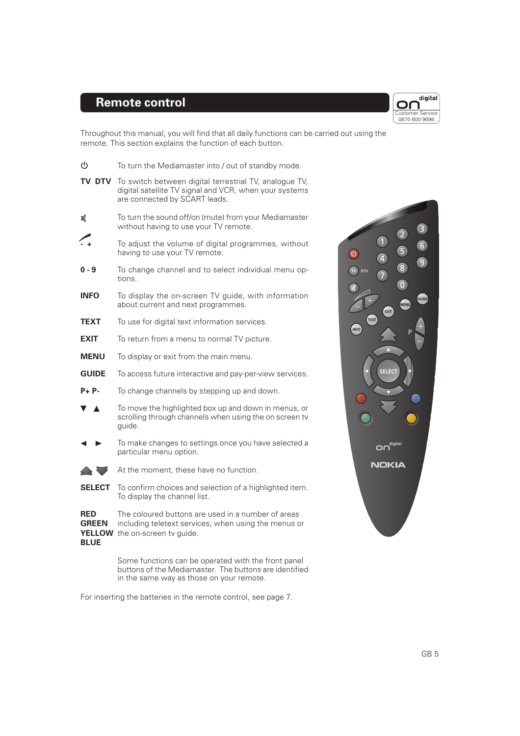# Remote control

Throughout this manual, you will find that all daily functions can be carried out using the remote. This section explains the function of each button.

| Button | Function |
|---|---|
| ⏻ | To turn the Mediamaster into / out of standby mode. |
| **TV DTV** | To switch between digital terrestrial TV, analogue TV, digital satellite TV signal and VCR, when your systems are connected by SCART leads. |
| 🔇 | To turn the sound off/on (mute) from your Mediamaster without having to use your TV remote. |
| **- +** | To adjust the volume of digital programmes, without having to use your TV remote. |
| **0 - 9** | To change channel and to select individual menu options. |
| **INFO** | To display the on-screen TV guide, with information about current and next programmes. |
| **TEXT** | To use for digital text information services. |
| **EXIT** | To return from a menu to normal TV picture. |
| **MENU** | To display or exit from the main menu. |
| **GUIDE** | To access future interactive and pay-per-view services. |
| **P+ P-** | To change channels by stepping up and down. |
| ▼ ▲ | To move the highlighted box up and down in menus, or scrolling through channels when using the on screen tv guide. |
| ◄ ► | To make changes to settings once you have selected a particular menu option. |
| ⏶ ⏷ | At the moment, these have no function. |
| **SELECT** | To confirm choices and selection of a highlighted item. To display the channel list. |
| **RED GREEN YELLOW BLUE** | The coloured buttons are used in a number of areas including teletext services, when using the menus or the on-screen tv guide. |

Some functions can be operated with the front panel buttons of the Mediamaster. The buttons are identified in the same way as those on your remote.

For inserting the batteries in the remote control, see page 7.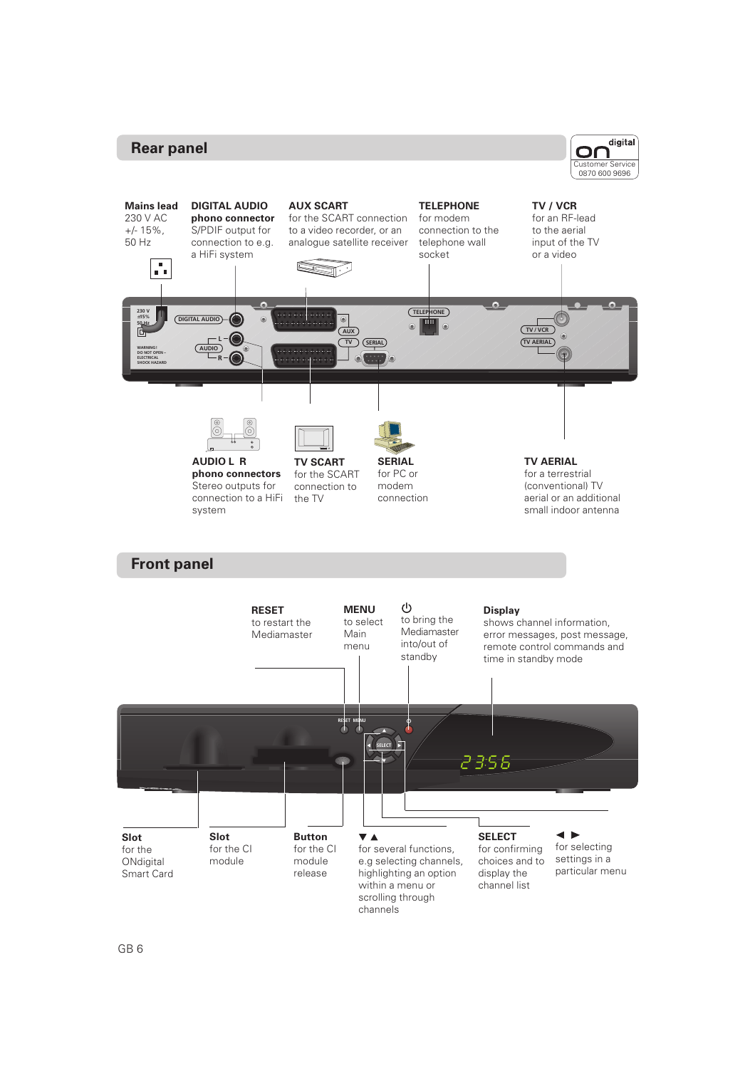## Rear panel

**Mains lead**
230 V AC
+/- 15%,
50 Hz

**DIGITAL AUDIO phono connector**
S/PDIF output for connection to e.g. a HiFi system

**AUX SCART**
for the SCART connection to a video recorder, or an analogue satellite receiver

**TELEPHONE**
for modem connection to the telephone wall socket

**TV / VCR**
for an RF-lead to the aerial input of the TV or a video

**AUDIO L R phono connectors**
Stereo outputs for connection to a HiFi system

**TV SCART**
for the SCART connection to the TV

**SERIAL**
for PC or modem connection

**TV AERIAL**
for a terrestrial (conventional) TV aerial or an additional small indoor antenna

## Front panel

**RESET**
to restart the Mediamaster

**MENU**
to select Main menu

**⏻**
to bring the Mediamaster into/out of standby

**Display**
shows channel information, error messages, post message, remote control commands and time in standby mode

**Slot**
for the ONdigital Smart Card

**Slot**
for the CI module

**Button**
for the CI module release

**▼▲**
for several functions, e.g selecting channels, highlighting an option within a menu or scrolling through channels

**SELECT**
for confirming choices and to display the channel list

**◄ ►**
for selecting settings in a particular menu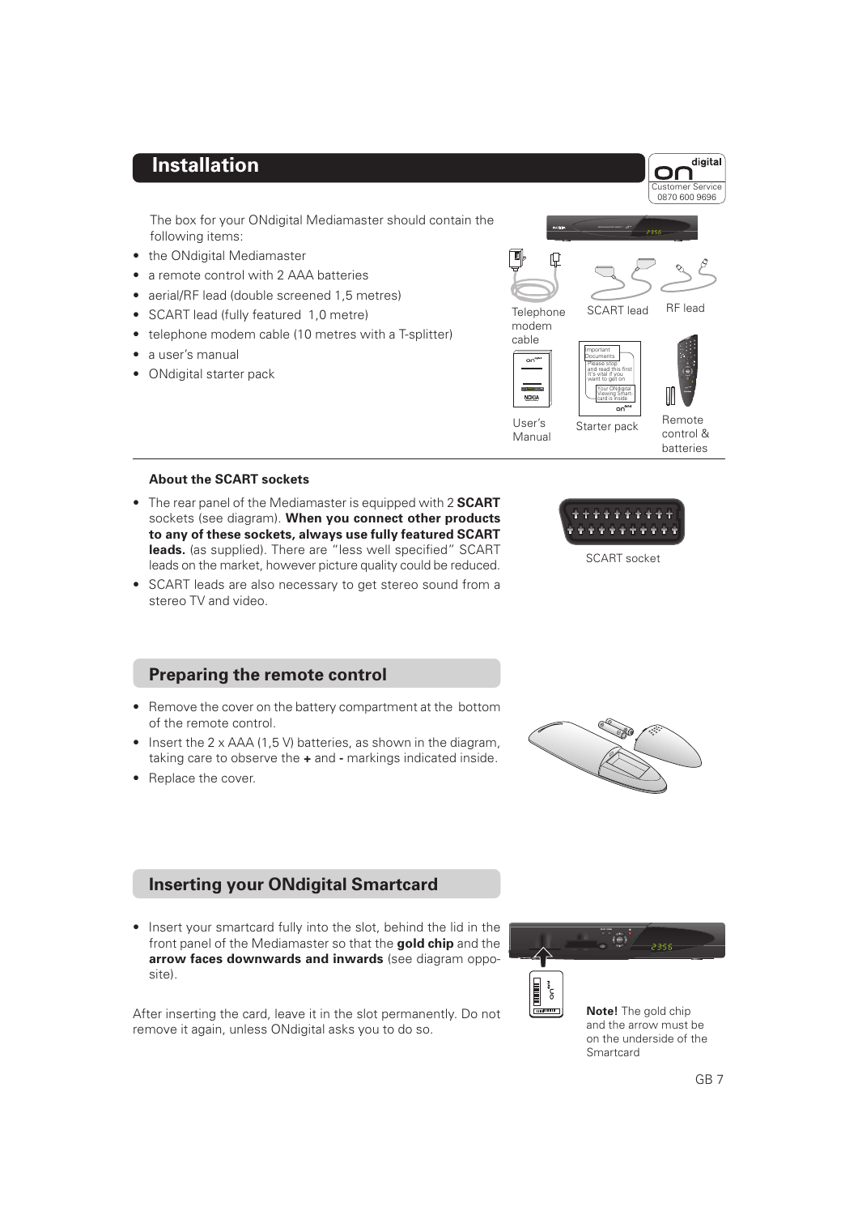# Installation

The box for your ONdigital Mediamaster should contain the following items:

- the ONdigital Mediamaster
- a remote control with 2 AAA batteries
- aerial/RF lead (double screened 1,5 metres)
- SCART lead (fully featured 1,0 metre)
- telephone modem cable (10 metres with a T-splitter)
- a user's manual
- ONdigital starter pack

Telephone modem cable

SCART lead

RF lead

User's Manual

Starter pack

Remote control & batteries

### About the SCART sockets

- The rear panel of the Mediamaster is equipped with 2 **SCART** sockets (see diagram). **When you connect other products to any of these sockets, always use fully featured SCART leads.** (as supplied). There are "less well specified" SCART leads on the market, however picture quality could be reduced.
- SCART leads are also necessary to get stereo sound from a stereo TV and video.

SCART socket

## Preparing the remote control

- Remove the cover on the battery compartment at the bottom of the remote control.
- Insert the 2 x AAA (1,5 V) batteries, as shown in the diagram, taking care to observe the **+** and **-** markings indicated inside.
- Replace the cover.

## Inserting your ONdigital Smartcard

- Insert your smartcard fully into the slot, behind the lid in the front panel of the Mediamaster so that the **gold chip** and the **arrow faces downwards and inwards** (see diagram opposite).

After inserting the card, leave it in the slot permanently. Do not remove it again, unless ONdigital asks you to do so.

**Note!** The gold chip and the arrow must be on the underside of the Smartcard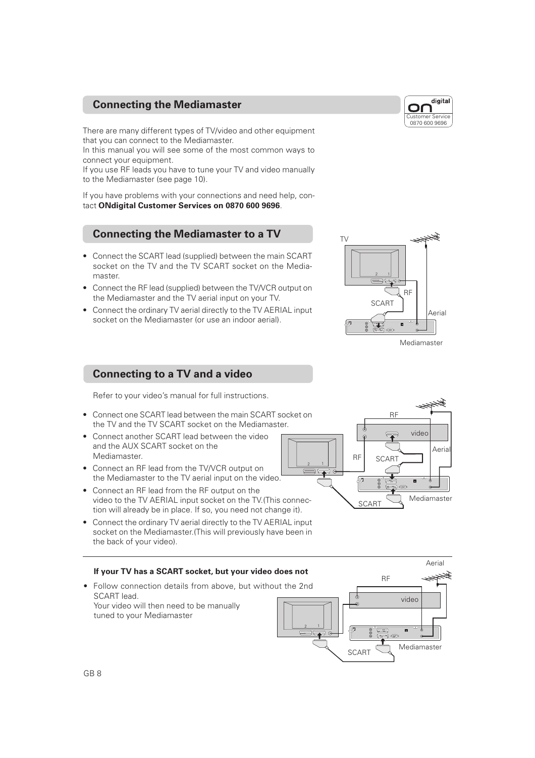## Connecting the Mediamaster

There are many different types of TV/video and other equipment that you can connect to the Mediamaster.
In this manual you will see some of the most common ways to connect your equipment.
If you use RF leads you have to tune your TV and video manually to the Mediamaster (see page 10).

If you have problems with your connections and need help, contact **ONdigital Customer Services on 0870 600 9696**.

## Connecting the Mediamaster to a TV

- Connect the SCART lead (supplied) between the main SCART socket on the TV and the TV SCART socket on the Mediamaster.
- Connect the RF lead (supplied) between the TV/VCR output on the Mediamaster and the TV aerial input on your TV.
- Connect the ordinary TV aerial directly to the TV AERIAL input socket on the Mediamaster (or use an indoor aerial).

## Connecting to a TV and a video

Refer to your video's manual for full instructions.

- Connect one SCART lead between the main SCART socket on the TV and the TV SCART socket on the Mediamaster.
- Connect another SCART lead between the video and the AUX SCART socket on the Mediamaster.
- Connect an RF lead from the TV/VCR output on the Mediamaster to the TV aerial input on the video.
- Connect an RF lead from the RF output on the video to the TV AERIAL input socket on the TV.(This connection will already be in place. If so, you need not change it).
- Connect the ordinary TV aerial directly to the TV AERIAL input socket on the Mediamaster.(This will previously have been in the back of your video).

### If your TV has a SCART socket, but your video does not

- Follow connection details from above, but without the 2nd SCART lead.
  Your video will then need to be manually tuned to your Mediamaster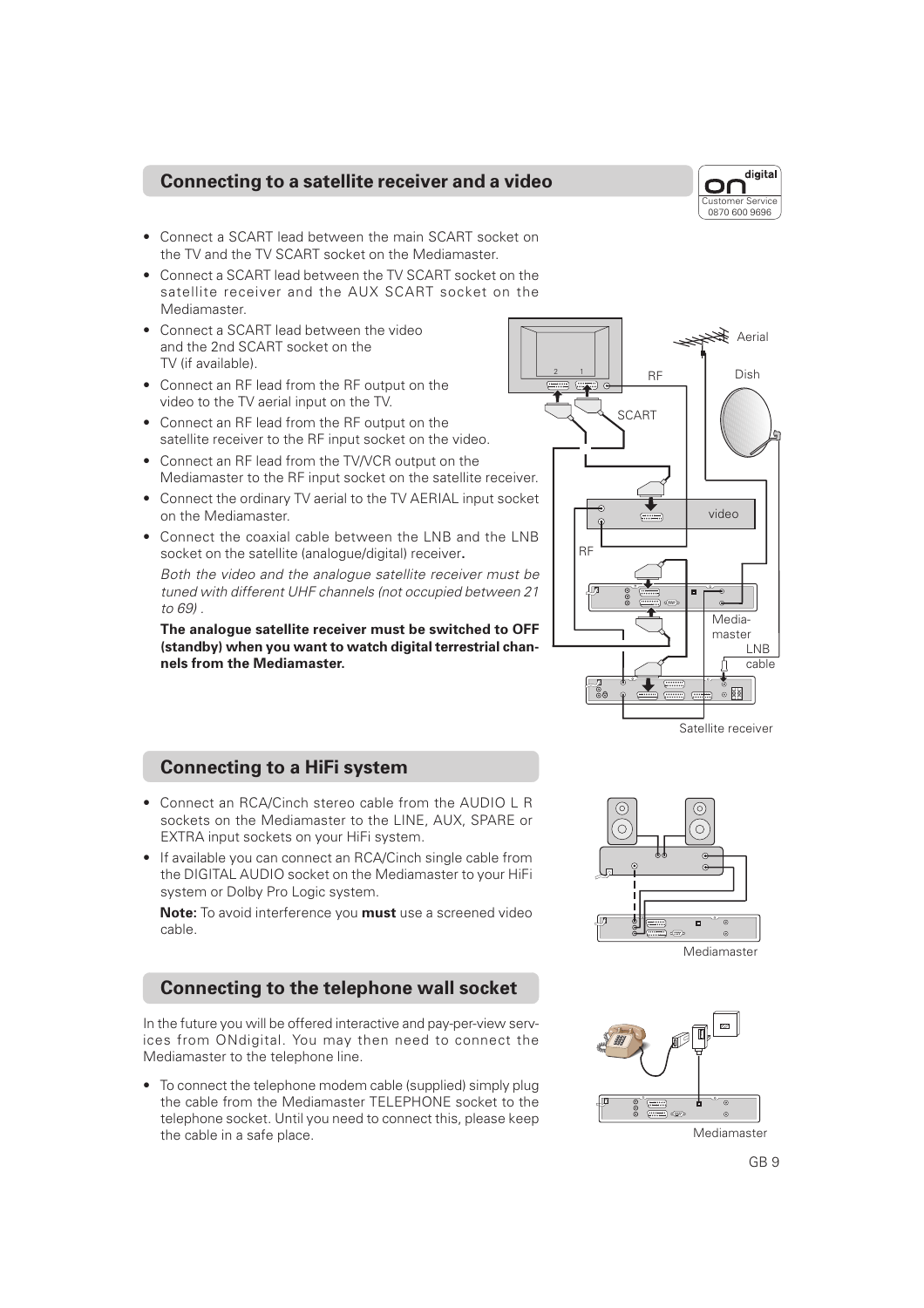## Connecting to a satellite receiver and a video

- Connect a SCART lead between the main SCART socket on the TV and the TV SCART socket on the Mediamaster.
- Connect a SCART lead between the TV SCART socket on the satellite receiver and the AUX SCART socket on the Mediamaster.
- Connect a SCART lead between the video and the 2nd SCART socket on the TV (if available).
- Connect an RF lead from the RF output on the video to the TV aerial input on the TV.
- Connect an RF lead from the RF output on the satellite receiver to the RF input socket on the video.
- Connect an RF lead from the TV/VCR output on the Mediamaster to the RF input socket on the satellite receiver.
- Connect the ordinary TV aerial to the TV AERIAL input socket on the Mediamaster.
- Connect the coaxial cable between the LNB and the LNB socket on the satellite (analogue/digital) receiver**.**

  *Both the video and the analogue satellite receiver must be tuned with different UHF channels (not occupied between 21 to 69) .*

  **The analogue satellite receiver must be switched to OFF (standby) when you want to watch digital terrestrial channels from the Mediamaster.**

## Connecting to a HiFi system

- Connect an RCA/Cinch stereo cable from the AUDIO L R sockets on the Mediamaster to the LINE, AUX, SPARE or EXTRA input sockets on your HiFi system.
- If available you can connect an RCA/Cinch single cable from the DIGITAL AUDIO socket on the Mediamaster to your HiFi system or Dolby Pro Logic system.

  **Note:** To avoid interference you **must** use a screened video cable.

## Connecting to the telephone wall socket

In the future you will be offered interactive and pay-per-view services from ONdigital. You may then need to connect the Mediamaster to the telephone line.

- To connect the telephone modem cable (supplied) simply plug the cable from the Mediamaster TELEPHONE socket to the telephone socket. Until you need to connect this, please keep the cable in a safe place.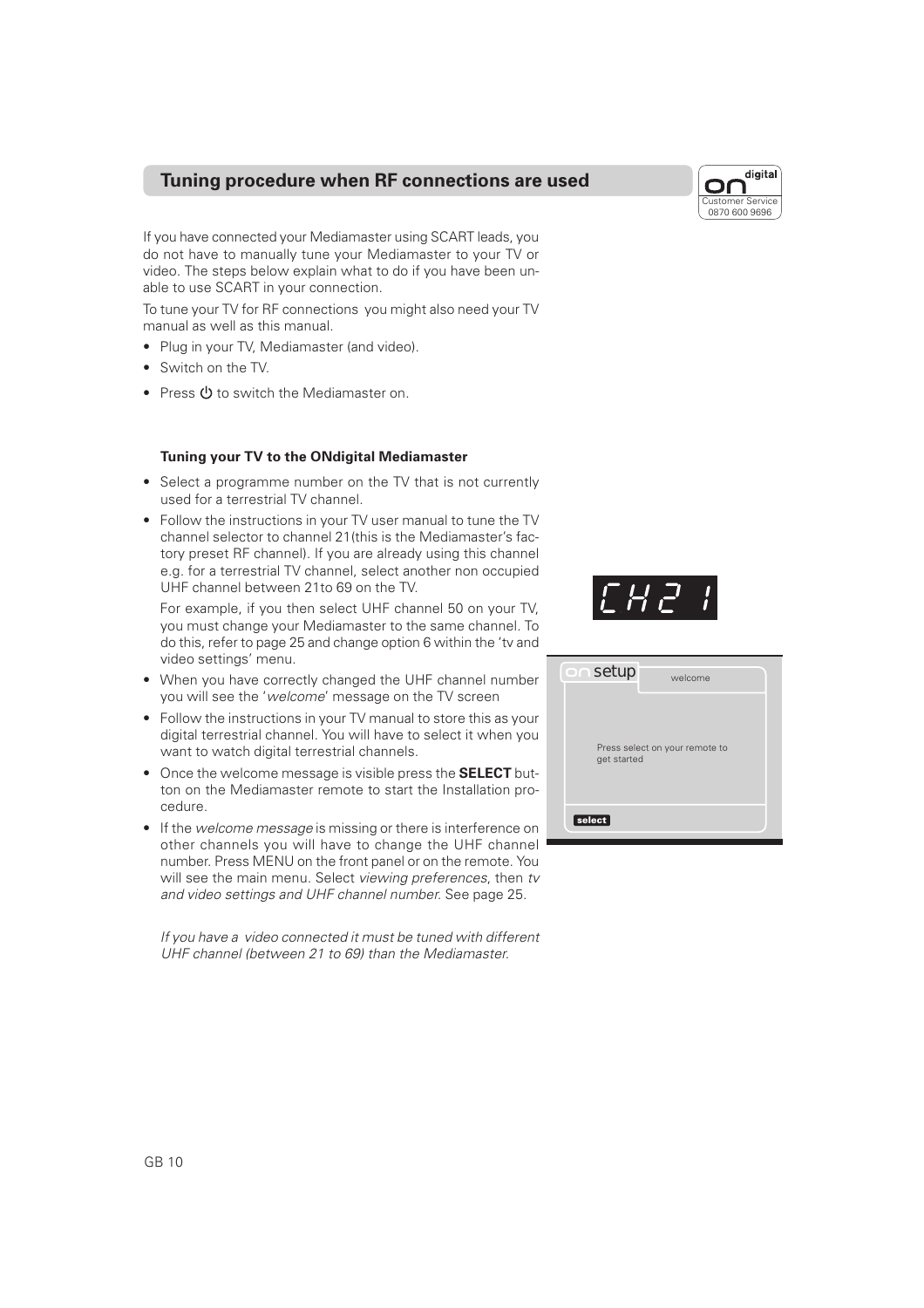## Tuning procedure when RF connections are used

If you have connected your Mediamaster using SCART leads, you do not have to manually tune your Mediamaster to your TV or video. The steps below explain what to do if you have been unable to use SCART in your connection.

To tune your TV for RF connections you might also need your TV manual as well as this manual.

- Plug in your TV, Mediamaster (and video).
- Switch on the TV.
- Press ⏻ to switch the Mediamaster on.

### Tuning your TV to the ONdigital Mediamaster

- Select a programme number on the TV that is not currently used for a terrestrial TV channel.
- Follow the instructions in your TV user manual to tune the TV channel selector to channel 21(this is the Mediamaster's factory preset RF channel). If you are already using this channel e.g. for a terrestrial TV channel, select another non occupied UHF channel between 21to 69 on the TV.

  For example, if you then select UHF channel 50 on your TV, you must change your Mediamaster to the same channel. To do this, refer to page 25 and change option 6 within the 'tv and video settings' menu.
- When you have correctly changed the UHF channel number you will see the '*welcome*' message on the TV screen
- Follow the instructions in your TV manual to store this as your digital terrestrial channel. You will have to select it when you want to watch digital terrestrial channels.
- Once the welcome message is visible press the **SELECT** button on the Mediamaster remote to start the Installation procedure.
- If the *welcome message* is missing or there is interference on other channels you will have to change the UHF channel number. Press MENU on the front panel or on the remote. You will see the main menu. Select *viewing preferences*, then *tv and video settings and UHF channel number*. See page 25.

*If you have a video connected it must be tuned with different UHF channel (between 21 to 69) than the Mediamaster.*

CH21

on setup — welcome

Press select on your remote to get started

select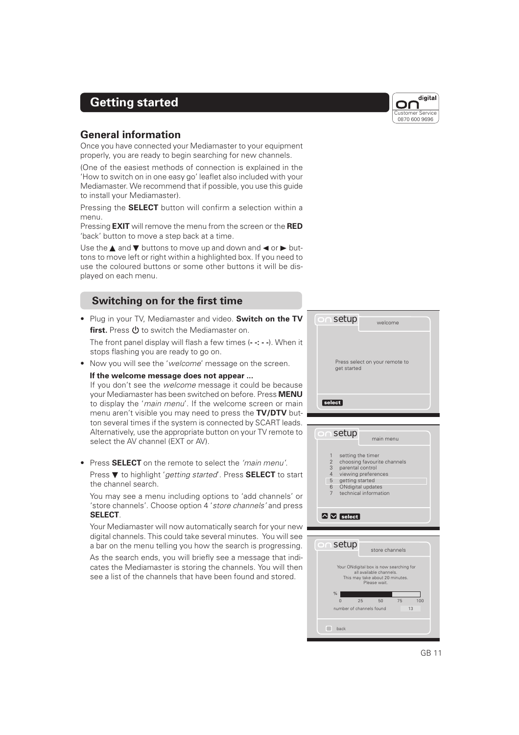# Getting started

## General information

Once you have connected your Mediamaster to your equipment properly, you are ready to begin searching for new channels.

(One of the easiest methods of connection is explained in the 'How to switch on in one easy go' leaflet also included with your Mediamaster. We recommend that if possible, you use this guide to install your Mediamaster).

Pressing the **SELECT** button will confirm a selection within a menu.
Pressing **EXIT** will remove the menu from the screen or the **RED** 'back' button to move a step back at a time.

Use the ▲ and ▼ buttons to move up and down and ◄ or ► buttons to move left or right within a highlighted box. If you need to use the coloured buttons or some other buttons it will be displayed on each menu.

## Switching on for the first time

- Plug in your TV, Mediamaster and video. **Switch on the TV first.** Press ⏻ to switch the Mediamaster on.

  The front panel display will flash a few times (**- -: - -**). When it stops flashing you are ready to go on.

- Now you will see the '*welcome*' message on the screen.

  **If the welcome message does not appear ...**
  If you don't see the *welcome* message it could be because your Mediamaster has been switched on before. Press **MENU** to display the '*main menu*'. If the welcome screen or main menu aren't visible you may need to press the **TV/DTV** button several times if the system is connected by SCART leads. Alternatively, use the appropriate button on your TV remote to select the AV channel (EXT or AV).

- Press **SELECT** on the remote to select the *'main menu'*.

  Press ▼ to highlight '*getting started*'. Press **SELECT** to start the channel search.

  You may see a menu including options to 'add channels' or 'store channels'. Choose option 4 '*store channels'* and press **SELECT**.

  Your Mediamaster will now automatically search for your new digital channels. This could take several minutes. You will see a bar on the menu telling you how the search is progressing.

  As the search ends, you will briefly see a message that indicates the Mediamaster is storing the channels. You will then see a list of the channels that have been found and stored.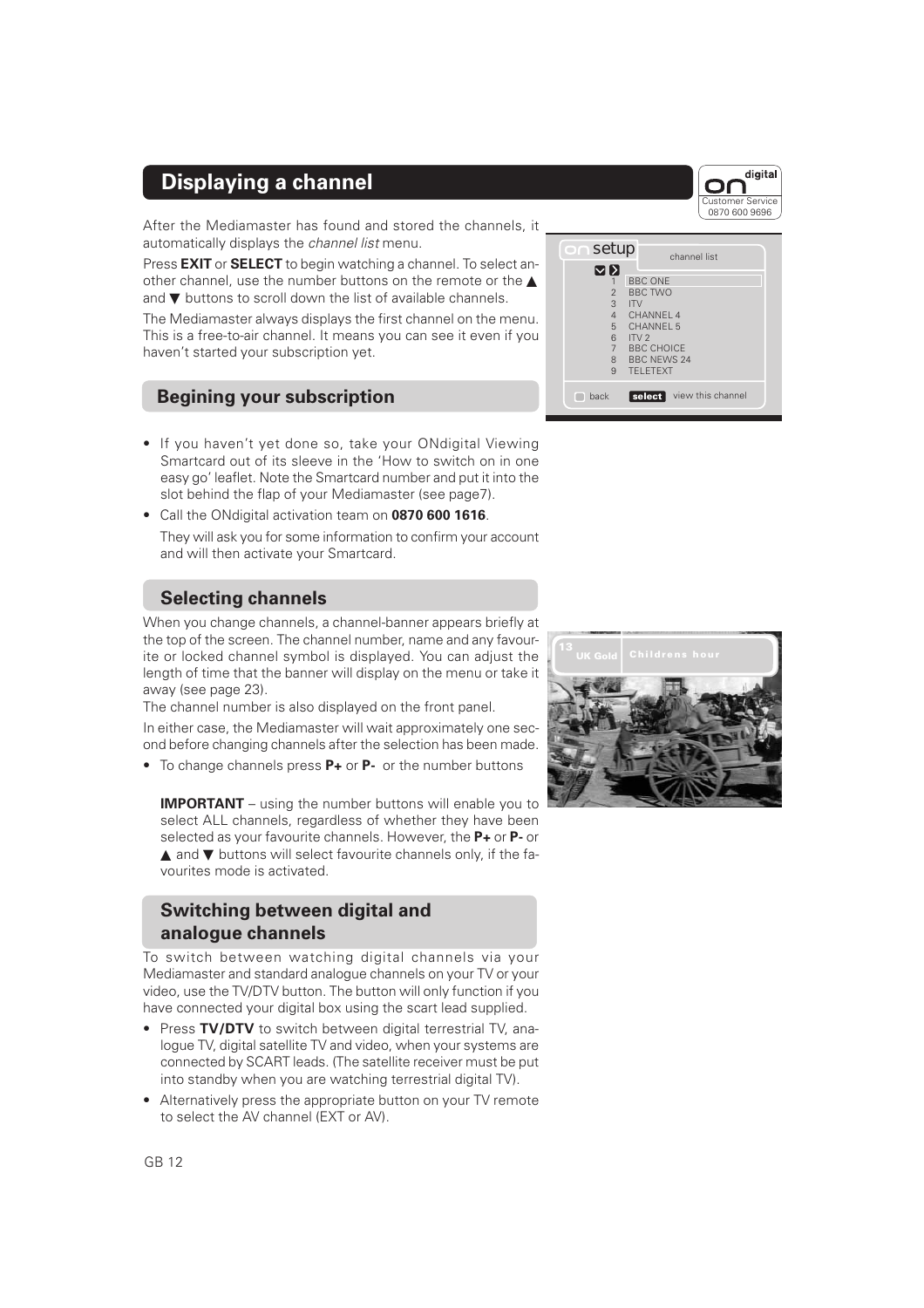# Displaying a channel

After the Mediamaster has found and stored the channels, it automatically displays the *channel list* menu.

Press **EXIT** or **SELECT** to begin watching a channel. To select another channel, use the number buttons on the remote or the ▲ and ▼ buttons to scroll down the list of available channels.

The Mediamaster always displays the first channel on the menu. This is a free-to-air channel. It means you can see it even if you haven't started your subscription yet.

## Begining your subscription

- If you haven't yet done so, take your ONdigital Viewing Smartcard out of its sleeve in the 'How to switch on in one easy go' leaflet. Note the Smartcard number and put it into the slot behind the flap of your Mediamaster (see page7).
- Call the ONdigital activation team on **0870 600 1616**.

  They will ask you for some information to confirm your account and will then activate your Smartcard.

## Selecting channels

When you change channels, a channel-banner appears briefly at the top of the screen. The channel number, name and any favourite or locked channel symbol is displayed. You can adjust the length of time that the banner will display on the menu or take it away (see page 23).
The channel number is also displayed on the front panel.

In either case, the Mediamaster will wait approximately one second before changing channels after the selection has been made.

- To change channels press **P+** or **P-** or the number buttons

  **IMPORTANT** – using the number buttons will enable you to select ALL channels, regardless of whether they have been selected as your favourite channels. However, the **P+** or **P-** or ▲ and ▼ buttons will select favourite channels only, if the favourites mode is activated.

## Switching between digital and analogue channels

To switch between watching digital channels via your Mediamaster and standard analogue channels on your TV or your video, use the TV/DTV button. The button will only function if you have connected your digital box using the scart lead supplied.

- Press **TV/DTV** to switch between digital terrestrial TV, analogue TV, digital satellite TV and video, when your systems are connected by SCART leads. (The satellite receiver must be put into standby when you are watching terrestrial digital TV).
- Alternatively press the appropriate button on your TV remote to select the AV channel (EXT or AV).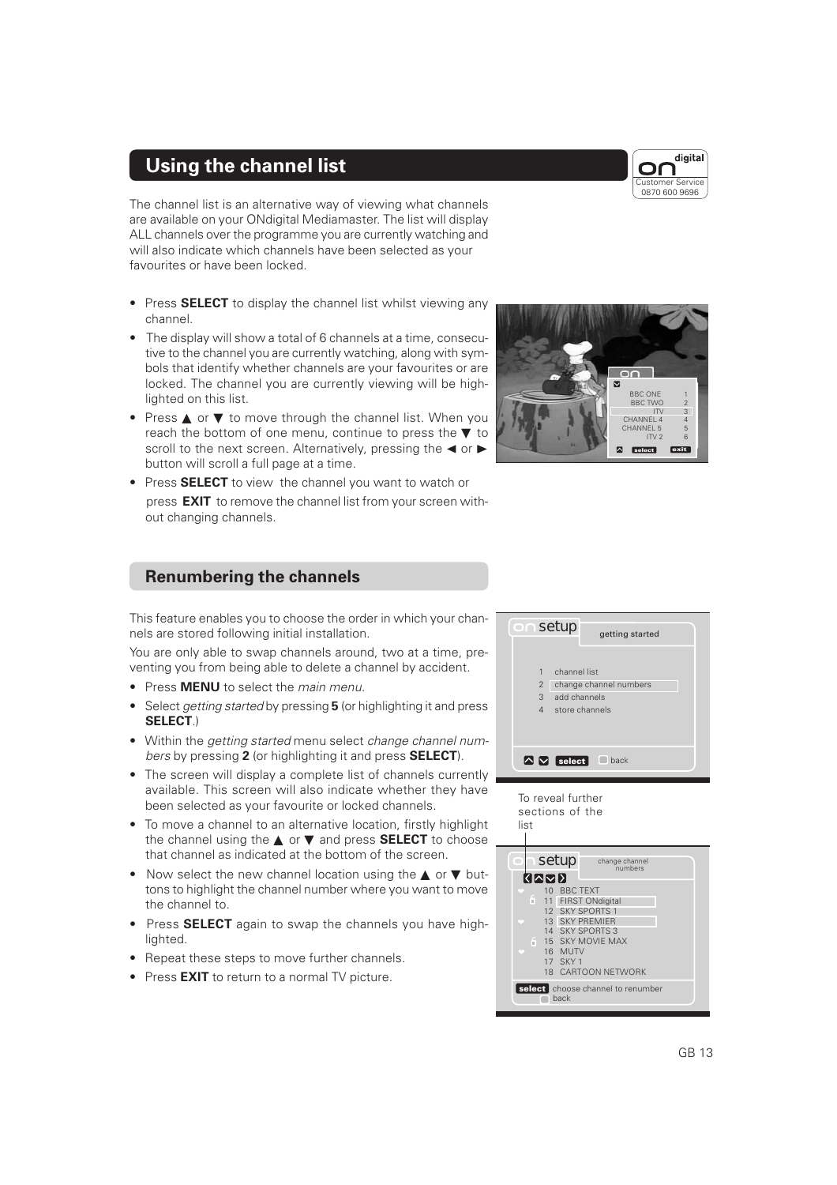## Using the channel list

The channel list is an alternative way of viewing what channels are available on your ONdigital Mediamaster. The list will display ALL channels over the programme you are currently watching and will also indicate which channels have been selected as your favourites or have been locked.

- Press **SELECT** to display the channel list whilst viewing any channel.
- The display will show a total of 6 channels at a time, consecutive to the channel you are currently watching, along with symbols that identify whether channels are your favourites or are locked. The channel you are currently viewing will be highlighted on this list.
- Press ▲ or ▼ to move through the channel list. When you reach the bottom of one menu, continue to press the ▼ to scroll to the next screen. Alternatively, pressing the ◄ or ► button will scroll a full page at a time.
- Press **SELECT** to view the channel you want to watch or press **EXIT** to remove the channel list from your screen without changing channels.

## Renumbering the channels

This feature enables you to choose the order in which your channels are stored following initial installation.

You are only able to swap channels around, two at a time, preventing you from being able to delete a channel by accident.

- Press **MENU** to select the *main menu*.
- Select *getting started* by pressing **5** (or highlighting it and press **SELECT**.)
- Within the *getting started* menu select *change channel numbers* by pressing **2** (or highlighting it and press **SELECT**).
- The screen will display a complete list of channels currently available. This screen will also indicate whether they have been selected as your favourite or locked channels.
- To move a channel to an alternative location, firstly highlight the channel using the ▲ or ▼ and press **SELECT** to choose that channel as indicated at the bottom of the screen.
- Now select the new channel location using the ▲ or ▼ buttons to highlight the channel number where you want to move the channel to.
- Press **SELECT** again to swap the channels you have highlighted.
- Repeat these steps to move further channels.
- Press **EXIT** to return to a normal TV picture.

To reveal further sections of the list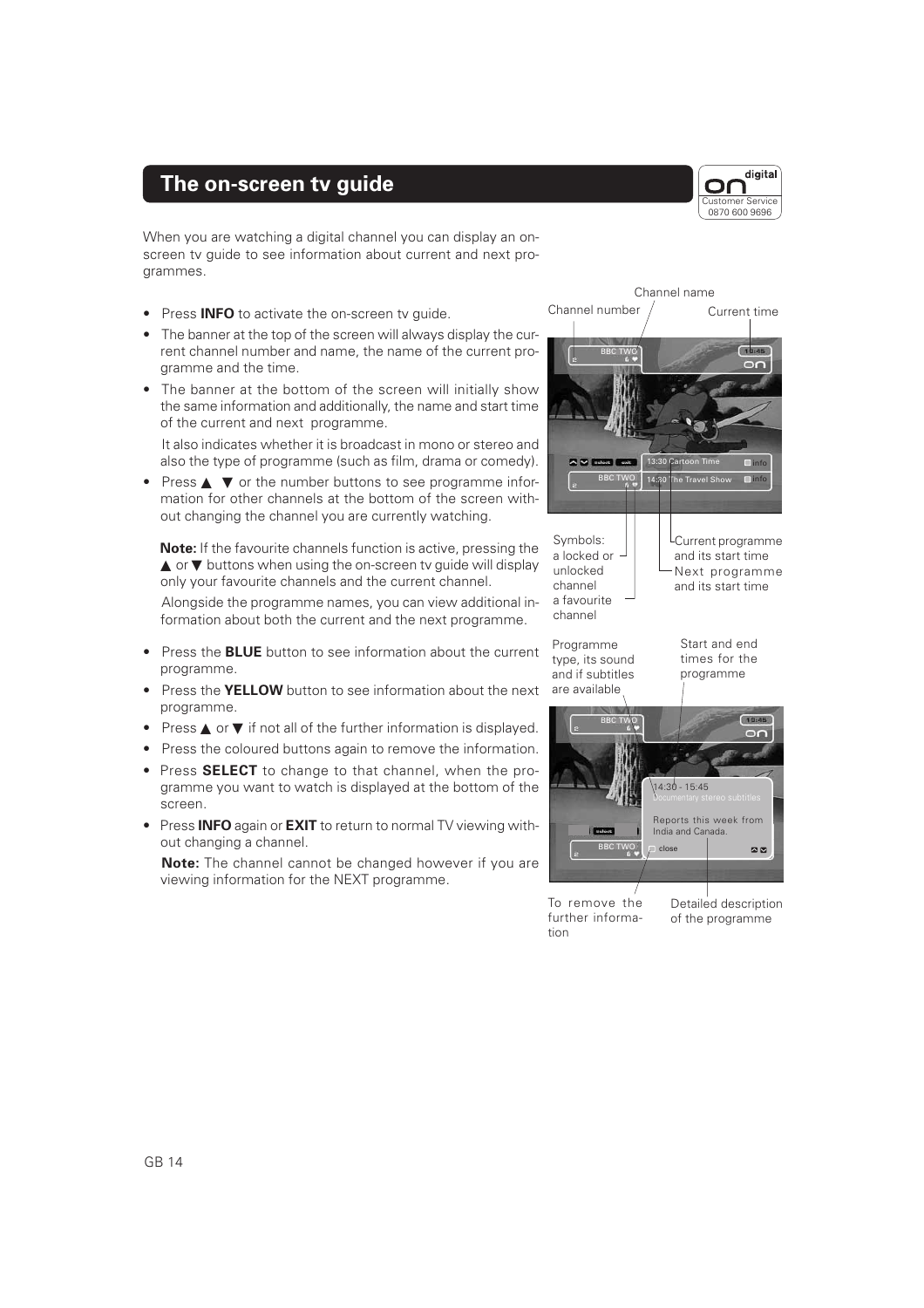# The on-screen tv guide

When you are watching a digital channel you can display an on-screen tv guide to see information about current and next programmes.

- Press **INFO** to activate the on-screen tv guide.
- The banner at the top of the screen will always display the current channel number and name, the name of the current programme and the time.
- The banner at the bottom of the screen will initially show the same information and additionally, the name and start time of the current and next programme.

  It also indicates whether it is broadcast in mono or stereo and also the type of programme (such as film, drama or comedy).
- Press ▲ ▼ or the number buttons to see programme information for other channels at the bottom of the screen without changing the channel you are currently watching.

  **Note:** If the favourite channels function is active, pressing the ▲ or ▼ buttons when using the on-screen tv guide will display only your favourite channels and the current channel.

  Alongside the programme names, you can view additional information about both the current and the next programme.
- Press the **BLUE** button to see information about the current programme.
- Press the **YELLOW** button to see information about the next programme.
- Press ▲ or ▼ if not all of the further information is displayed.
- Press the coloured buttons again to remove the information.
- Press **SELECT** to change to that channel, when the programme you want to watch is displayed at the bottom of the screen.
- Press **INFO** again or **EXIT** to return to normal TV viewing without changing a channel.

  **Note:** The channel cannot be changed however if you are viewing information for the NEXT programme.

Channel number — Channel name — Current time

Symbols: a locked or unlocked channel, a favourite channel

Current programme and its start time

Next programme and its start time

Programme type, its sound and if subtitles are available

Start and end times for the programme

To remove the further information

Detailed description of the programme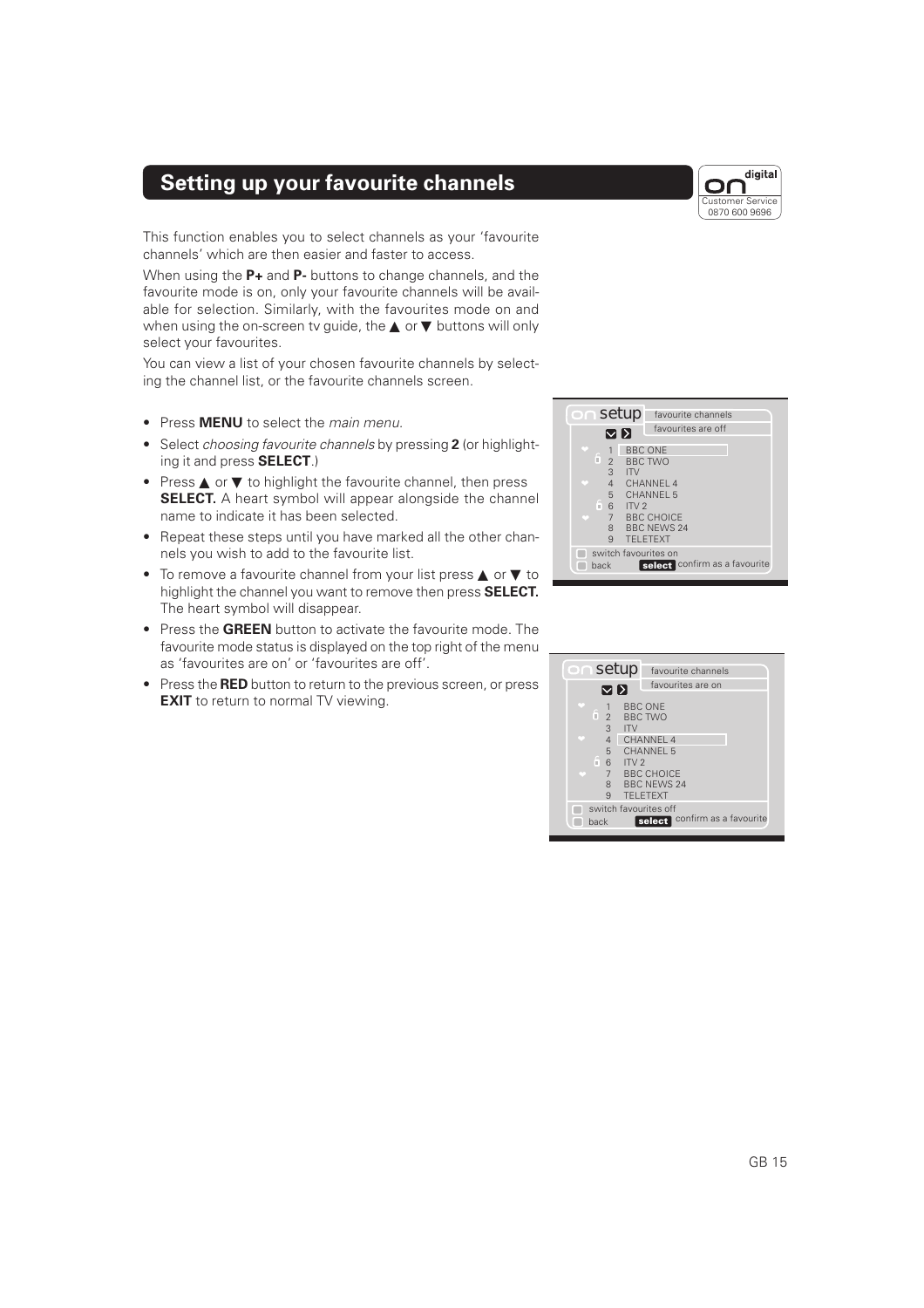# Setting up your favourite channels

This function enables you to select channels as your 'favourite channels' which are then easier and faster to access.

When using the **P+** and **P-** buttons to change channels, and the favourite mode is on, only your favourite channels will be available for selection. Similarly, with the favourites mode on and when using the on-screen tv guide, the ▲ or ▼ buttons will only select your favourites.

You can view a list of your chosen favourite channels by selecting the channel list, or the favourite channels screen.

- Press **MENU** to select the *main menu.*
- Select *choosing favourite channels* by pressing **2** (or highlighting it and press **SELECT**.)
- Press ▲ or ▼ to highlight the favourite channel, then press **SELECT.** A heart symbol will appear alongside the channel name to indicate it has been selected.
- Repeat these steps until you have marked all the other channels you wish to add to the favourite list.
- To remove a favourite channel from your list press ▲ or ▼ to highlight the channel you want to remove then press **SELECT.** The heart symbol will disappear.
- Press the **GREEN** button to activate the favourite mode. The favourite mode status is displayed on the top right of the menu as 'favourites are on' or 'favourites are off'.
- Press the **RED** button to return to the previous screen, or press **EXIT** to return to normal TV viewing.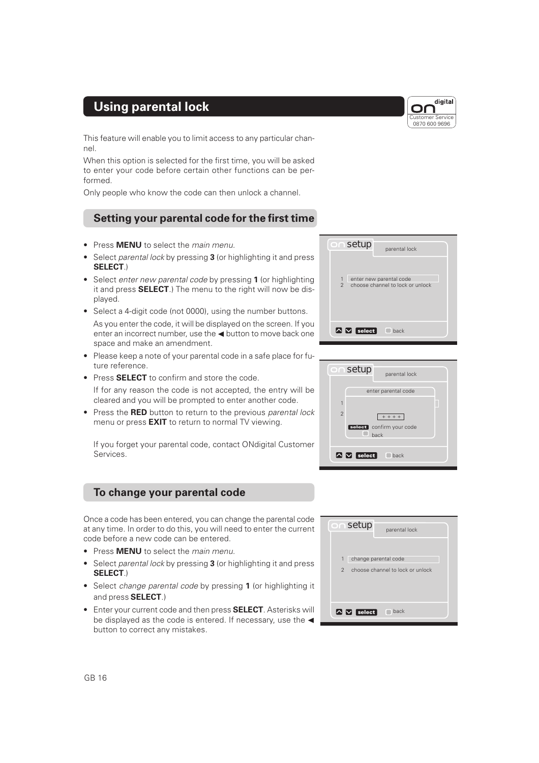# Using parental lock

This feature will enable you to limit access to any particular channel.

When this option is selected for the first time, you will be asked to enter your code before certain other functions can be performed.

Only people who know the code can then unlock a channel.

## Setting your parental code for the first time

- Press **MENU** to select the *main menu*.
- Select *parental lock* by pressing **3** (or highlighting it and press **SELECT**.)
- Select *enter new parental code* by pressing **1** (or highlighting it and press **SELECT**.) The menu to the right will now be displayed.
- Select a 4-digit code (not 0000), using the number buttons.

  As you enter the code, it will be displayed on the screen. If you enter an incorrect number, use the ◄ button to move back one space and make an amendment.
- Please keep a note of your parental code in a safe place for future reference.
- Press **SELECT** to confirm and store the code.

  If for any reason the code is not accepted, the entry will be cleared and you will be prompted to enter another code.
- Press the **RED** button to return to the previous *parental lock* menu or press **EXIT** to return to normal TV viewing.

If you forget your parental code, contact ONdigital Customer Services.

## To change your parental code

Once a code has been entered, you can change the parental code at any time. In order to do this, you will need to enter the current code before a new code can be entered.

- Press **MENU** to select the *main menu*.
- Select *parental lock* by pressing **3** (or highlighting it and press **SELECT**.)
- Select *change parental code* by pressing **1** (or highlighting it and press **SELECT**.)
- Enter your current code and then press **SELECT**. Asterisks will be displayed as the code is entered. If necessary, use the ◄ button to correct any mistakes.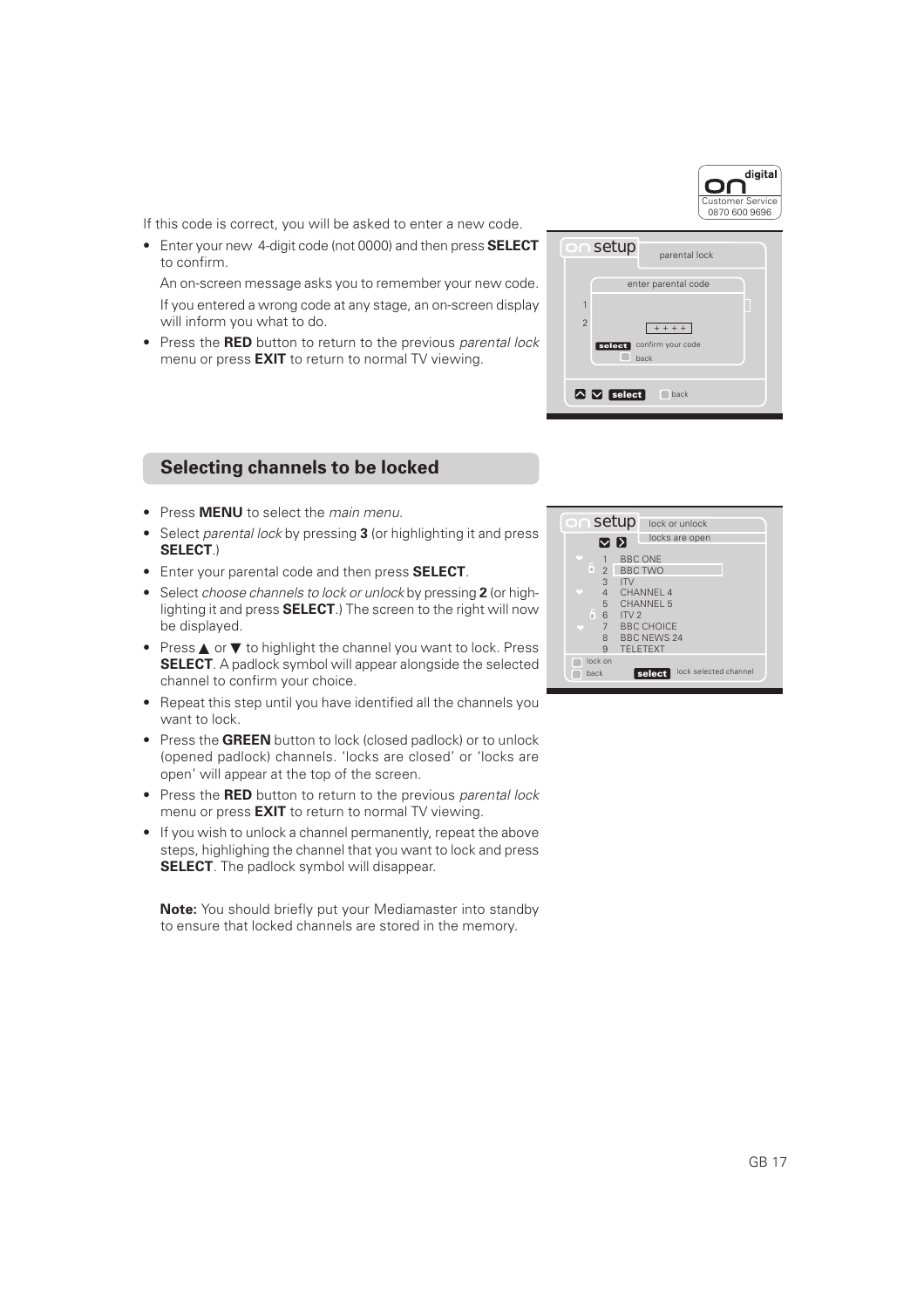If this code is correct, you will be asked to enter a new code.

- Enter your new 4-digit code (not 0000) and then press **SELECT** to confirm.

  An on-screen message asks you to remember your new code.

  If you entered a wrong code at any stage, an on-screen display will inform you what to do.

- Press the **RED** button to return to the previous *parental lock* menu or press **EXIT** to return to normal TV viewing.

## Selecting channels to be locked

- Press **MENU** to select the *main menu*.
- Select *parental lock* by pressing **3** (or highlighting it and press **SELECT**.)
- Enter your parental code and then press **SELECT**.
- Select *choose channels to lock or unlock* by pressing **2** (or highlighting it and press **SELECT**.) The screen to the right will now be displayed.
- Press ▲ or ▼ to highlight the channel you want to lock. Press **SELECT**. A padlock symbol will appear alongside the selected channel to confirm your choice.
- Repeat this step until you have identified all the channels you want to lock.
- Press the **GREEN** button to lock (closed padlock) or to unlock (opened padlock) channels. 'locks are closed' or 'locks are open' will appear at the top of the screen.
- Press the **RED** button to return to the previous *parental lock* menu or press **EXIT** to return to normal TV viewing.
- If you wish to unlock a channel permanently, repeat the above steps, highlighing the channel that you want to lock and press **SELECT**. The padlock symbol will disappear.

**Note:** You should briefly put your Mediamaster into standby to ensure that locked channels are stored in the memory.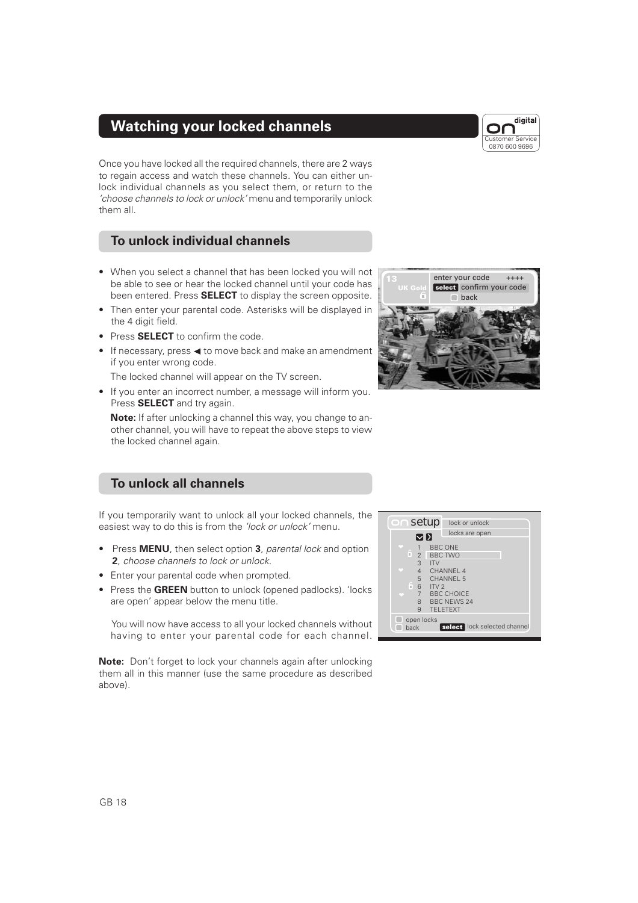# Watching your locked channels

Once you have locked all the required channels, there are 2 ways to regain access and watch these channels. You can either unlock individual channels as you select them, or return to the *'choose channels to lock or unlock'* menu and temporarily unlock them all.

## To unlock individual channels

- When you select a channel that has been locked you will not be able to see or hear the locked channel until your code has been entered. Press **SELECT** to display the screen opposite.
- Then enter your parental code. Asterisks will be displayed in the 4 digit field.
- Press **SELECT** to confirm the code.
- If necessary, press ◄ to move back and make an amendment if you enter wrong code.

  The locked channel will appear on the TV screen.
- If you enter an incorrect number, a message will inform you. Press **SELECT** and try again.

  **Note:** If after unlocking a channel this way, you change to another channel, you will have to repeat the above steps to view the locked channel again.

## To unlock all channels

If you temporarily want to unlock all your locked channels, the easiest way to do this is from the *'lock or unlock'* menu.

- Press **MENU**, then select option **3**, *parental lock* and option **2**, *choose channels to lock or unlock*.
- Enter your parental code when prompted.
- Press the **GREEN** button to unlock (opened padlocks). 'locks are open' appear below the menu title.

  You will now have access to all your locked channels without having to enter your parental code for each channel.

**Note:** Don't forget to lock your channels again after unlocking them all in this manner (use the same procedure as described above).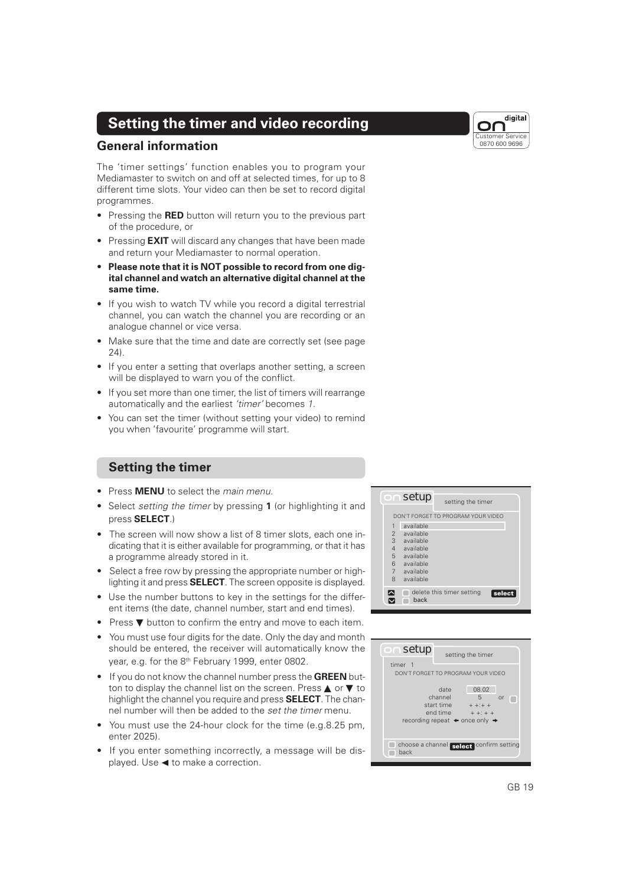# Setting the timer and video recording

## General information

The 'timer settings' function enables you to program your Mediamaster to switch on and off at selected times, for up to 8 different time slots. Your video can then be set to record digital programmes.

- Pressing the **RED** button will return you to the previous part of the procedure, or
- Pressing **EXIT** will discard any changes that have been made and return your Mediamaster to normal operation.
- **Please note that it is NOT possible to record from one digital channel and watch an alternative digital channel at the same time.**
- If you wish to watch TV while you record a digital terrestrial channel, you can watch the channel you are recording or an analogue channel or vice versa.
- Make sure that the time and date are correctly set (see page 24).
- If you enter a setting that overlaps another setting, a screen will be displayed to warn you of the conflict.
- If you set more than one timer, the list of timers will rearrange automatically and the earliest *'timer'* becomes *1.*
- You can set the timer (without setting your video) to remind you when 'favourite' programme will start.

## Setting the timer

- Press **MENU** to select the *main menu.*
- Select *setting the timer* by pressing **1** (or highlighting it and press **SELECT**.)
- The screen will now show a list of 8 timer slots, each one indicating that it is either available for programming, or that it has a programme already stored in it.
- Select a free row by pressing the appropriate number or highlighting it and press **SELECT**. The screen opposite is displayed.
- Use the number buttons to key in the settings for the different items (the date, channel number, start and end times).
- Press ▼ button to confirm the entry and move to each item.
- You must use four digits for the date. Only the day and month should be entered, the receiver will automatically know the year, e.g. for the 8th February 1999, enter 0802.
- If you do not know the channel number press the **GREEN** button to display the channel list on the screen. Press ▲ or ▼ to highlight the channel you require and press **SELECT**. The channel number will then be added to the *set the timer* menu.
- You must use the 24-hour clock for the time (e.g.8.25 pm, enter 2025).
- If you enter something incorrectly, a message will be displayed. Use ◄ to make a correction.

setup — setting the timer

DON'T FORGET TO PROGRAM YOUR VIDEO

1 available
2 available
3 available
4 available
5 available
6 available
7 available
8 available

delete this timer setting — select
back

setup — setting the timer

timer 1
DON'T FORGET TO PROGRAM YOUR VIDEO

date 08.02
channel 5 or
start time + +:+ +
end time + +: + +
recording repeat ← once only →

choose a channel — select confirm setting
back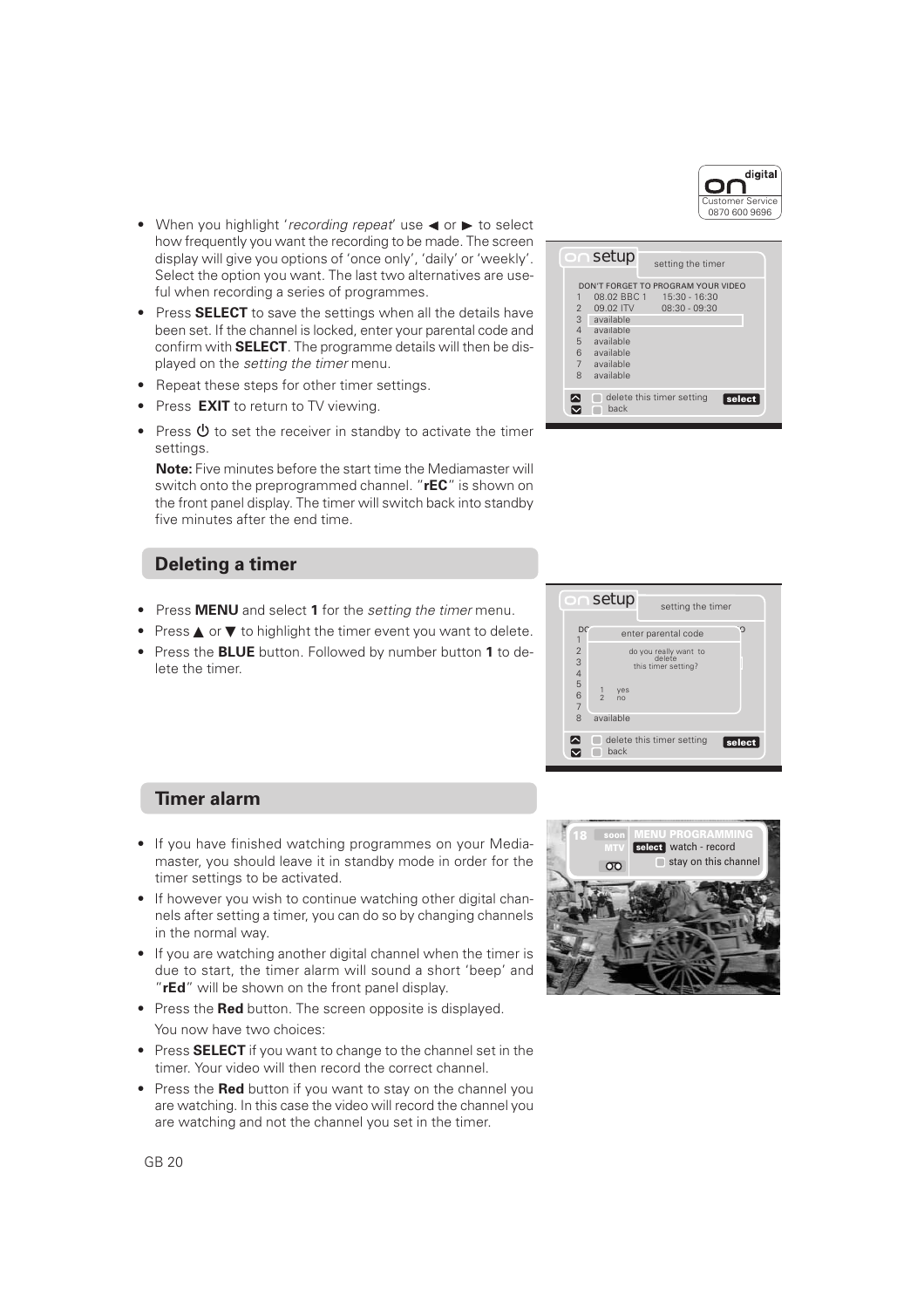- When you highlight '*recording repeat*' use ◄ or ► to select how frequently you want the recording to be made. The screen display will give you options of 'once only', 'daily' or 'weekly'. Select the option you want. The last two alternatives are useful when recording a series of programmes.
- Press **SELECT** to save the settings when all the details have been set. If the channel is locked, enter your parental code and confirm with **SELECT**. The programme details will then be displayed on the *setting the timer* menu.
- Repeat these steps for other timer settings.
- Press **EXIT** to return to TV viewing.
- Press ⏻ to set the receiver in standby to activate the timer settings.

  **Note:** Five minutes before the start time the Mediamaster will switch onto the preprogrammed channel. "**rEC**" is shown on the front panel display. The timer will switch back into standby five minutes after the end time.

## Deleting a timer

- Press **MENU** and select **1** for the *setting the timer* menu.
- Press ▲ or ▼ to highlight the timer event you want to delete.
- Press the **BLUE** button. Followed by number button **1** to delete the timer.

## Timer alarm

- If you have finished watching programmes on your Mediamaster, you should leave it in standby mode in order for the timer settings to be activated.
- If however you wish to continue watching other digital channels after setting a timer, you can do so by changing channels in the normal way.
- If you are watching another digital channel when the timer is due to start, the timer alarm will sound a short 'beep' and "**rEd**" will be shown on the front panel display.
- Press the **Red** button. The screen opposite is displayed.

  You now have two choices:
- Press **SELECT** if you want to change to the channel set in the timer. Your video will then record the correct channel.
- Press the **Red** button if you want to stay on the channel you are watching. In this case the video will record the channel you are watching and not the channel you set in the timer.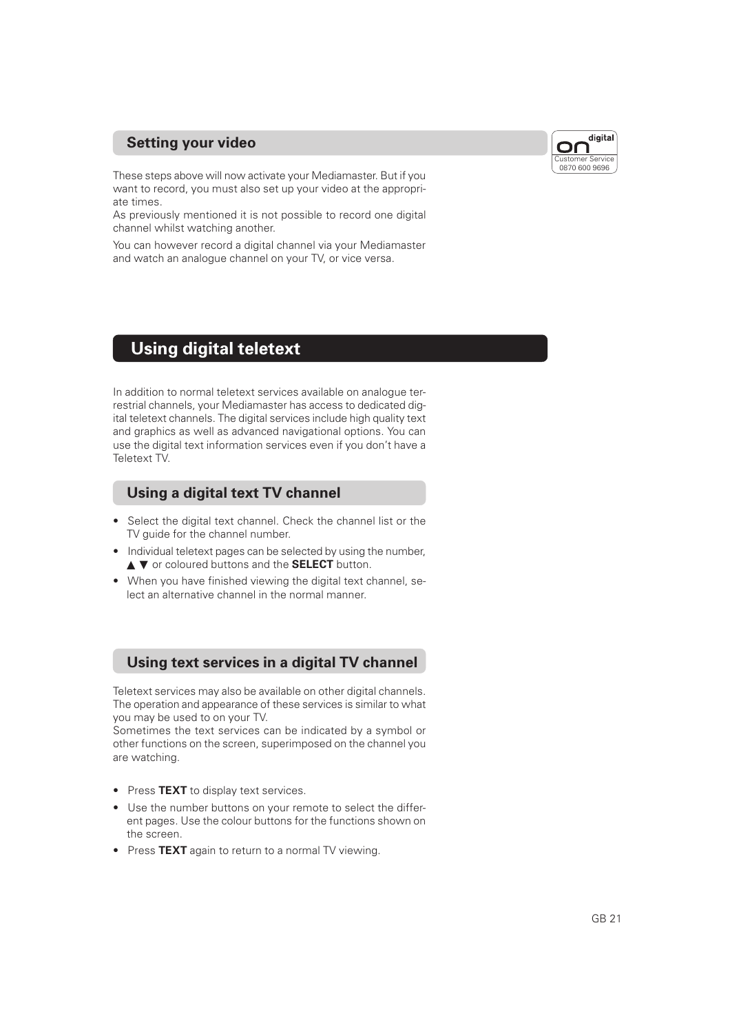## Setting your video

These steps above will now activate your Mediamaster. But if you want to record, you must also set up your video at the appropriate times.
As previously mentioned it is not possible to record one digital channel whilst watching another.

You can however record a digital channel via your Mediamaster and watch an analogue channel on your TV, or vice versa.

# Using digital teletext

In addition to normal teletext services available on analogue terrestrial channels, your Mediamaster has access to dedicated digital teletext channels. The digital services include high quality text and graphics as well as advanced navigational options. You can use the digital text information services even if you don't have a Teletext TV.

## Using a digital text TV channel

- Select the digital text channel. Check the channel list or the TV guide for the channel number.
- Individual teletext pages can be selected by using the number, ▲ ▼ or coloured buttons and the **SELECT** button.
- When you have finished viewing the digital text channel, select an alternative channel in the normal manner.

## Using text services in a digital TV channel

Teletext services may also be available on other digital channels. The operation and appearance of these services is similar to what you may be used to on your TV.
Sometimes the text services can be indicated by a symbol or other functions on the screen, superimposed on the channel you are watching.

- Press **TEXT** to display text services.
- Use the number buttons on your remote to select the different pages. Use the colour buttons for the functions shown on the screen.
- Press **TEXT** again to return to a normal TV viewing.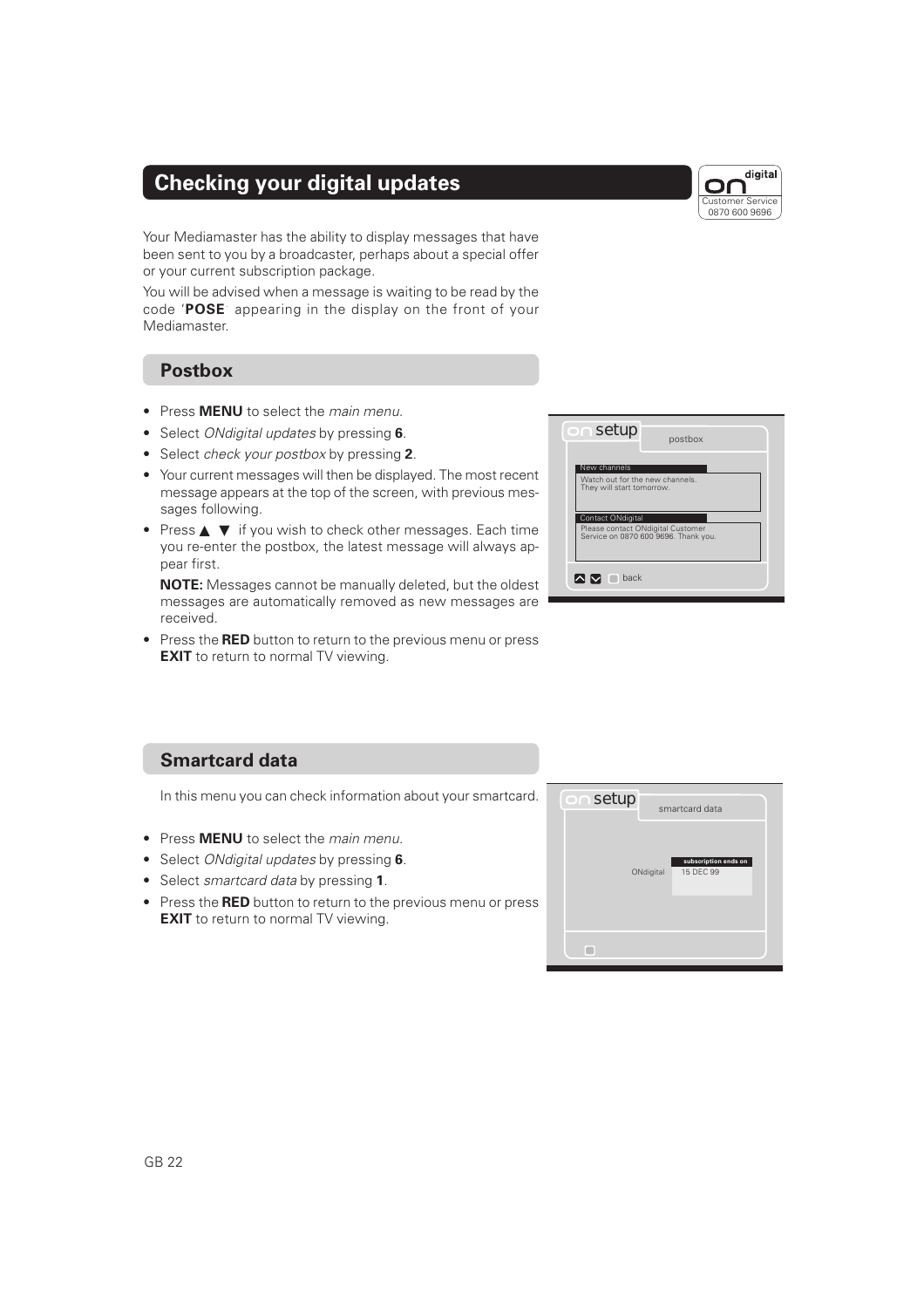# Checking your digital updates

Your Mediamaster has the ability to display messages that have been sent to you by a broadcaster, perhaps about a special offer or your current subscription package.

You will be advised when a message is waiting to be read by the code '**POSE** appearing in the display on the front of your Mediamaster.

## Postbox

- Press **MENU** to select the *main menu*.
- Select *ONdigital updates* by pressing **6**.
- Select *check your postbox* by pressing **2**.
- Your current messages will then be displayed. The most recent message appears at the top of the screen, with previous messages following.
- Press ▲ ▼ if you wish to check other messages. Each time you re-enter the postbox, the latest message will always appear first.

  **NOTE:** Messages cannot be manually deleted, but the oldest messages are automatically removed as new messages are received.
- Press the **RED** button to return to the previous menu or press **EXIT** to return to normal TV viewing.

## Smartcard data

In this menu you can check information about your smartcard.

- Press **MENU** to select the *main menu*.
- Select *ONdigital updates* by pressing **6**.
- Select *smartcard data* by pressing **1**.
- Press the **RED** button to return to the previous menu or press **EXIT** to return to normal TV viewing.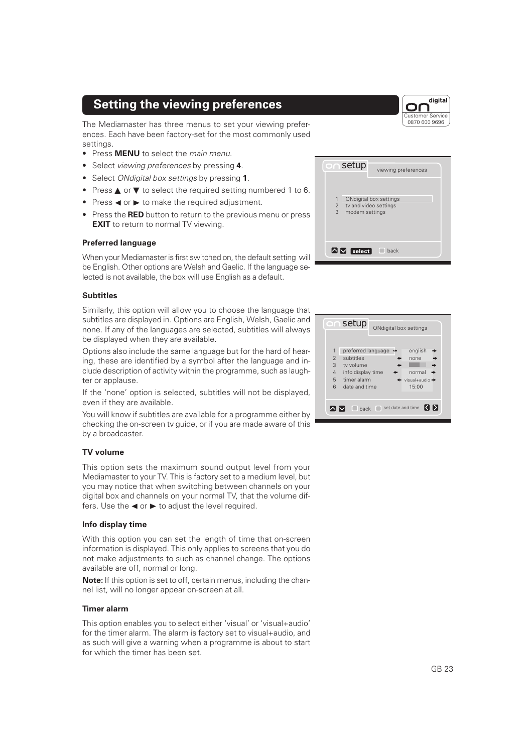## Setting the viewing preferences

The Mediamaster has three menus to set your viewing preferences. Each have been factory-set for the most commonly used settings.

- Press **MENU** to select the *main menu*.
- Select *viewing preferences* by pressing **4**.
- Select *ONdigital box settings* by pressing **1**.
- Press ▲ or ▼ to select the required setting numbered 1 to 6.
- Press ◄ or ► to make the required adjustment.
- Press the **RED** button to return to the previous menu or press **EXIT** to return to normal TV viewing.

### Preferred language

When your Mediamaster is first switched on, the default setting will be English. Other options are Welsh and Gaelic. If the language selected is not available, the box will use English as a default.

### Subtitles

Similarly, this option will allow you to choose the language that subtitles are displayed in. Options are English, Welsh, Gaelic and none. If any of the languages are selected, subtitles will always be displayed when they are available.

Options also include the same language but for the hard of hearing, these are identified by a symbol after the language and include description of activity within the programme, such as laughter or applause.

If the 'none' option is selected, subtitles will not be displayed, even if they are available.

You will know if subtitles are available for a programme either by checking the on-screen tv guide, or if you are made aware of this by a broadcaster.

### TV volume

This option sets the maximum sound output level from your Mediamaster to your TV. This is factory set to a medium level, but you may notice that when switching between channels on your digital box and channels on your normal TV, that the volume differs. Use the ◄ or ► to adjust the level required.

### Info display time

With this option you can set the length of time that on-screen information is displayed. This only applies to screens that you do not make adjustments to such as channel change. The options available are off, normal or long.

**Note:** If this option is set to off, certain menus, including the channel list, will no longer appear on-screen at all.

### Timer alarm

This option enables you to select either 'visual' or 'visual+audio' for the timer alarm. The alarm is factory set to visual+audio, and as such will give a warning when a programme is about to start for which the timer has been set.

setup — viewing preferences

1 ONdigital box settings
2 tv and video settings
3 modem settings

select back

setup — ONdigital box settings

| | Setting | Value |
|---|---|---|
| 1 | preferred language | english |
| 2 | subtitles | none |
| 3 | tv volume | |
| 4 | info display time | normal |
| 5 | timer alarm | visual+audio |
| 6 | date and time | 15:00 |

back set date and time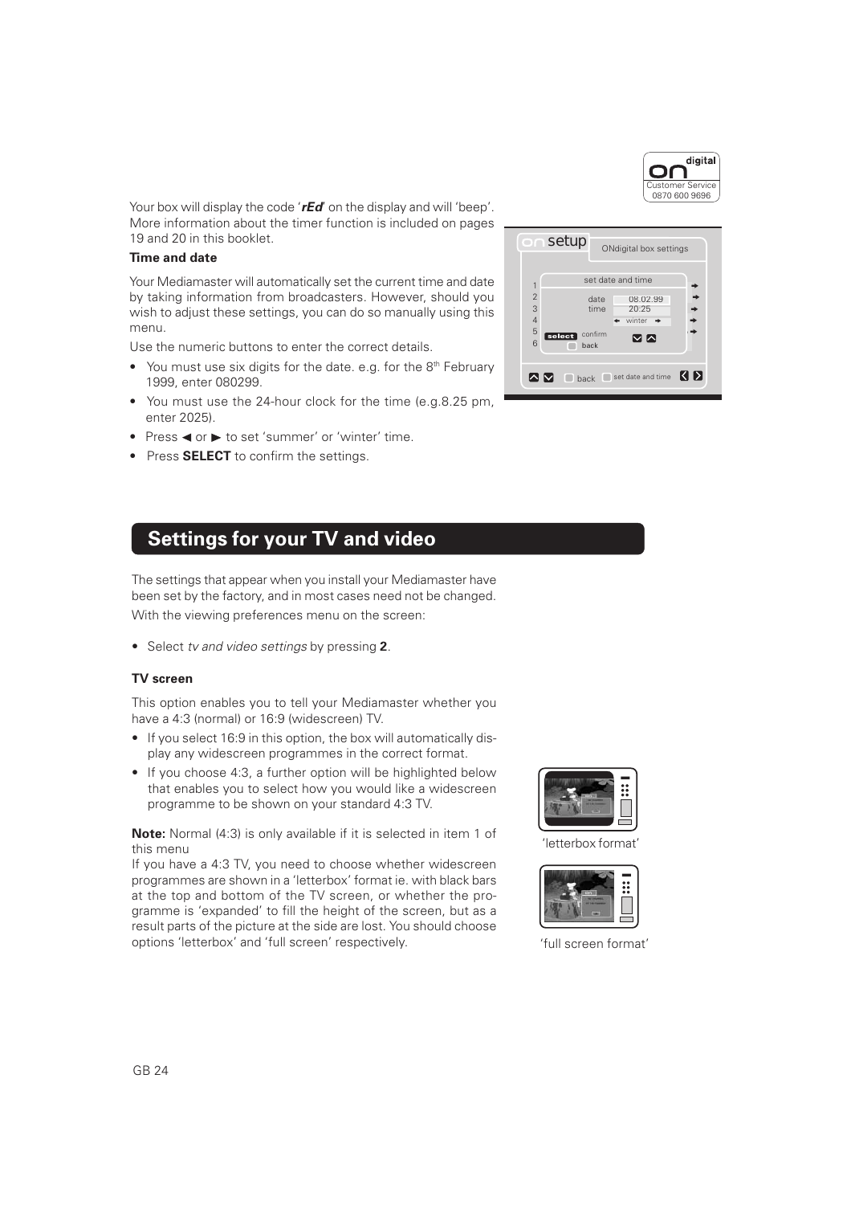Your box will display the code '***rEd***' on the display and will 'beep'. More information about the timer function is included on pages 19 and 20 in this booklet.

**Time and date**

Your Mediamaster will automatically set the current time and date by taking information from broadcasters. However, should you wish to adjust these settings, you can do so manually using this menu.

Use the numeric buttons to enter the correct details.

- You must use six digits for the date. e.g. for the 8th February 1999, enter 080299.
- You must use the 24-hour clock for the time (e.g.8.25 pm, enter 2025).
- Press ◄ or ► to set 'summer' or 'winter' time.
- Press **SELECT** to confirm the settings.

## Settings for your TV and video

The settings that appear when you install your Mediamaster have been set by the factory, and in most cases need not be changed. With the viewing preferences menu on the screen:

- Select *tv and video settings* by pressing **2**.

**TV screen**

This option enables you to tell your Mediamaster whether you have a 4:3 (normal) or 16:9 (widescreen) TV.

- If you select 16:9 in this option, the box will automatically display any widescreen programmes in the correct format.
- If you choose 4:3, a further option will be highlighted below that enables you to select how you would like a widescreen programme to be shown on your standard 4:3 TV.

**Note:** Normal (4:3) is only available if it is selected in item 1 of this menu

If you have a 4:3 TV, you need to choose whether widescreen programmes are shown in a 'letterbox' format ie. with black bars at the top and bottom of the TV screen, or whether the programme is 'expanded' to fill the height of the screen, but as a result parts of the picture at the side are lost. You should choose options 'letterbox' and 'full screen' respectively.

'letterbox format'

'full screen format'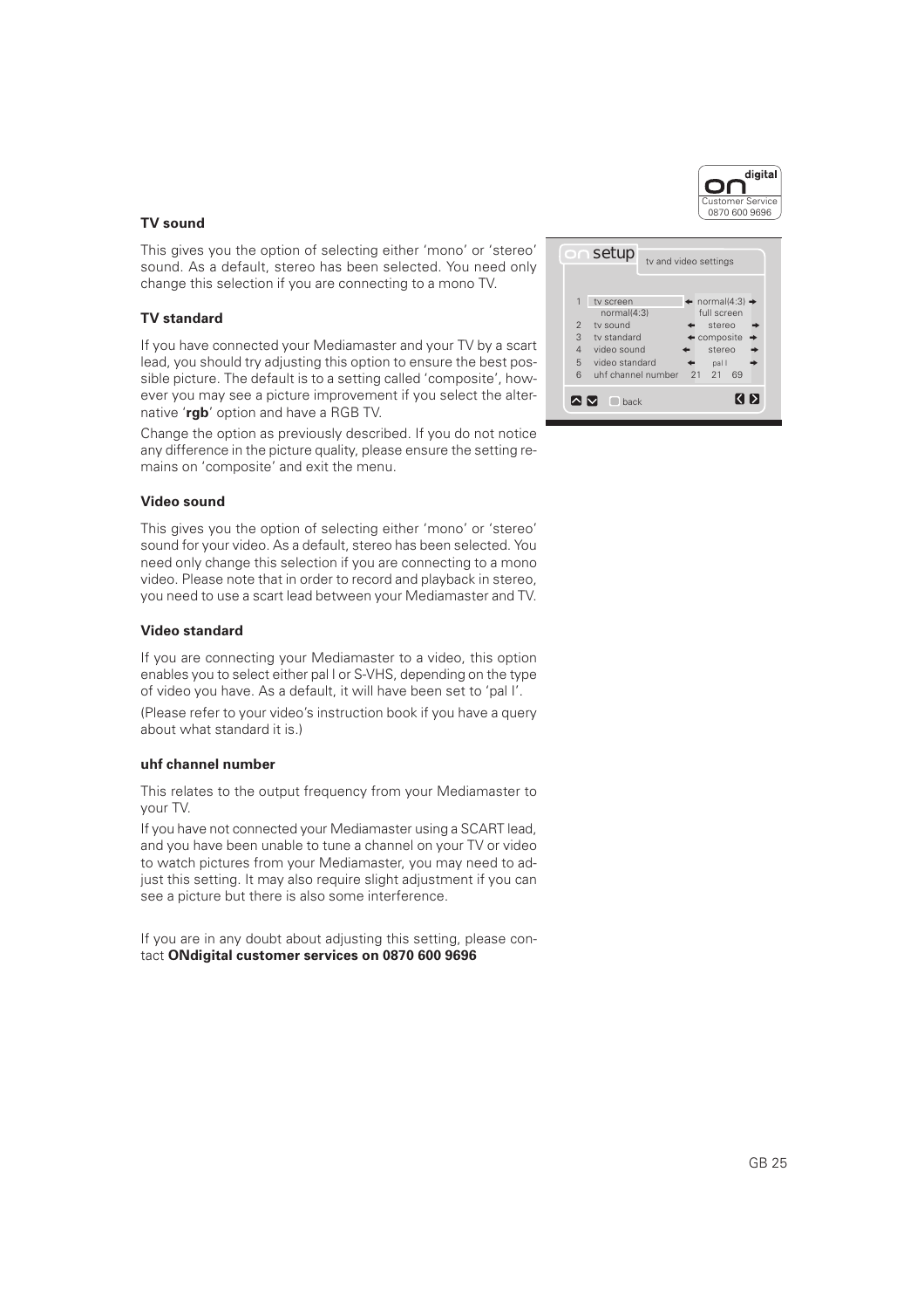### TV sound

This gives you the option of selecting either 'mono' or 'stereo' sound. As a default, stereo has been selected. You need only change this selection if you are connecting to a mono TV.

### TV standard

If you have connected your Mediamaster and your TV by a scart lead, you should try adjusting this option to ensure the best possible picture. The default is to a setting called 'composite', however you may see a picture improvement if you select the alternative '**rgb**' option and have a RGB TV.

Change the option as previously described. If you do not notice any difference in the picture quality, please ensure the setting remains on 'composite' and exit the menu.

### Video sound

This gives you the option of selecting either 'mono' or 'stereo' sound for your video. As a default, stereo has been selected. You need only change this selection if you are connecting to a mono video. Please note that in order to record and playback in stereo, you need to use a scart lead between your Mediamaster and TV.

### Video standard

If you are connecting your Mediamaster to a video, this option enables you to select either pal I or S-VHS, depending on the type of video you have. As a default, it will have been set to 'pal I'.

(Please refer to your video's instruction book if you have a query about what standard it is.)

### uhf channel number

This relates to the output frequency from your Mediamaster to your TV.

If you have not connected your Mediamaster using a SCART lead, and you have been unable to tune a channel on your TV or video to watch pictures from your Mediamaster, you may need to adjust this setting. It may also require slight adjustment if you can see a picture but there is also some interference.

If you are in any doubt about adjusting this setting, please contact **ONdigital customer services on 0870 600 9696**

**setup** — tv and video settings

| | | |
|---|---|---|
| 1 | tv screen (normal(4:3)) | normal(4:3) / full screen |
| 2 | tv sound | stereo |
| 3 | tv standard | composite |
| 4 | video sound | stereo |
| 5 | video standard | pal I |
| 6 | uhf channel number | 21 21 69 |

back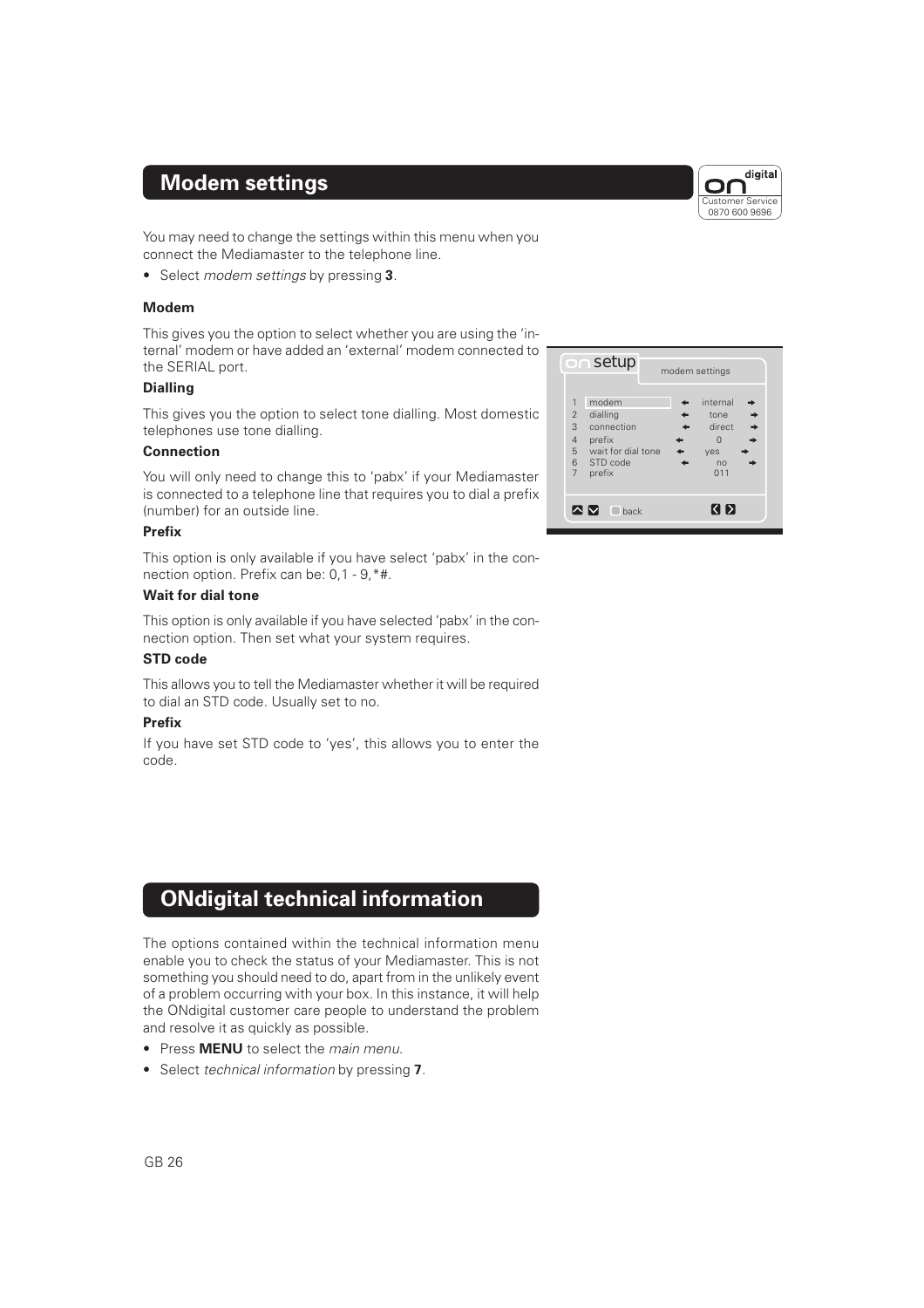## Modem settings

You may need to change the settings within this menu when you connect the Mediamaster to the telephone line.

- Select *modem settings* by pressing **3**.

**Modem**

This gives you the option to select whether you are using the 'internal' modem or have added an 'external' modem connected to the SERIAL port.

**Dialling**

This gives you the option to select tone dialling. Most domestic telephones use tone dialling.

**Connection**

You will only need to change this to 'pabx' if your Mediamaster is connected to a telephone line that requires you to dial a prefix (number) for an outside line.

**Prefix**

This option is only available if you have select 'pabx' in the connection option. Prefix can be: 0,1 - 9,*#.

**Wait for dial tone**

This option is only available if you have selected 'pabx' in the connection option. Then set what your system requires.

**STD code**

This allows you to tell the Mediamaster whether it will be required to dial an STD code. Usually set to no.

**Prefix**

If you have set STD code to 'yes', this allows you to enter the code.

setup — modem settings

| | | |
|---|---|---|
| 1 | modem | internal |
| 2 | dialling | tone |
| 3 | connection | direct |
| 4 | prefix | 0 |
| 5 | wait for dial tone | yes |
| 6 | STD code | no |
| 7 | prefix | 011 |

back

## ONdigital technical information

The options contained within the technical information menu enable you to check the status of your Mediamaster. This is not something you should need to do, apart from in the unlikely event of a problem occurring with your box. In this instance, it will help the ONdigital customer care people to understand the problem and resolve it as quickly as possible.

- Press **MENU** to select the *main menu.*
- Select *technical information* by pressing **7**.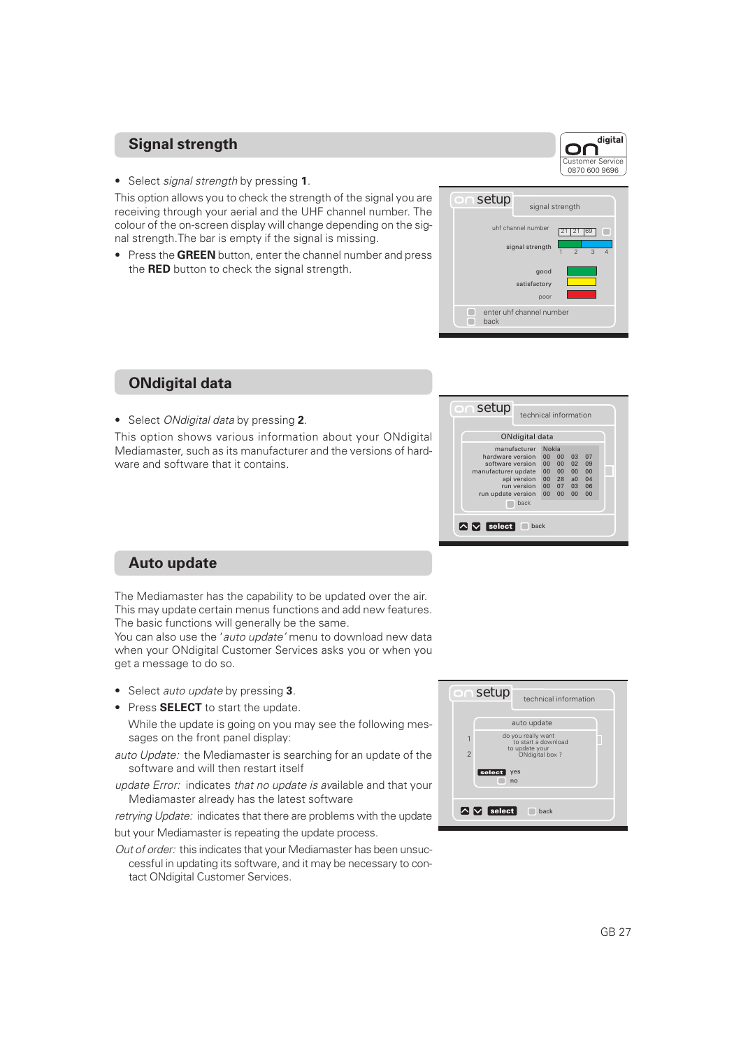## Signal strength

- Select *signal strength* by pressing **1**.

This option allows you to check the strength of the signal you are receiving through your aerial and the UHF channel number. The colour of the on-screen display will change depending on the signal strength.The bar is empty if the signal is missing.

- Press the **GREEN** button, enter the channel number and press the **RED** button to check the signal strength.

## ONdigital data

- Select *ONdigital data* by pressing **2**.

This option shows various information about your ONdigital Mediamaster, such as its manufacturer and the versions of hardware and software that it contains.

## Auto update

The Mediamaster has the capability to be updated over the air. This may update certain menus functions and add new features. The basic functions will generally be the same.
You can also use the '*auto update'* menu to download new data when your ONdigital Customer Services asks you or when you get a message to do so.

- Select *auto update* by pressing **3**.
- Press **SELECT** to start the update.

  While the update is going on you may see the following messages on the front panel display:

*auto Update:* the Mediamaster is searching for an update of the software and will then restart itself

*update Error:* indicates *that no update is a*vailable and that your Mediamaster already has the latest software

*retrying Update:* indicates that there are problems with the update but your Mediamaster is repeating the update process.

*Out of order:* this indicates that your Mediamaster has been unsuccessful in updating its software, and it may be necessary to contact ONdigital Customer Services.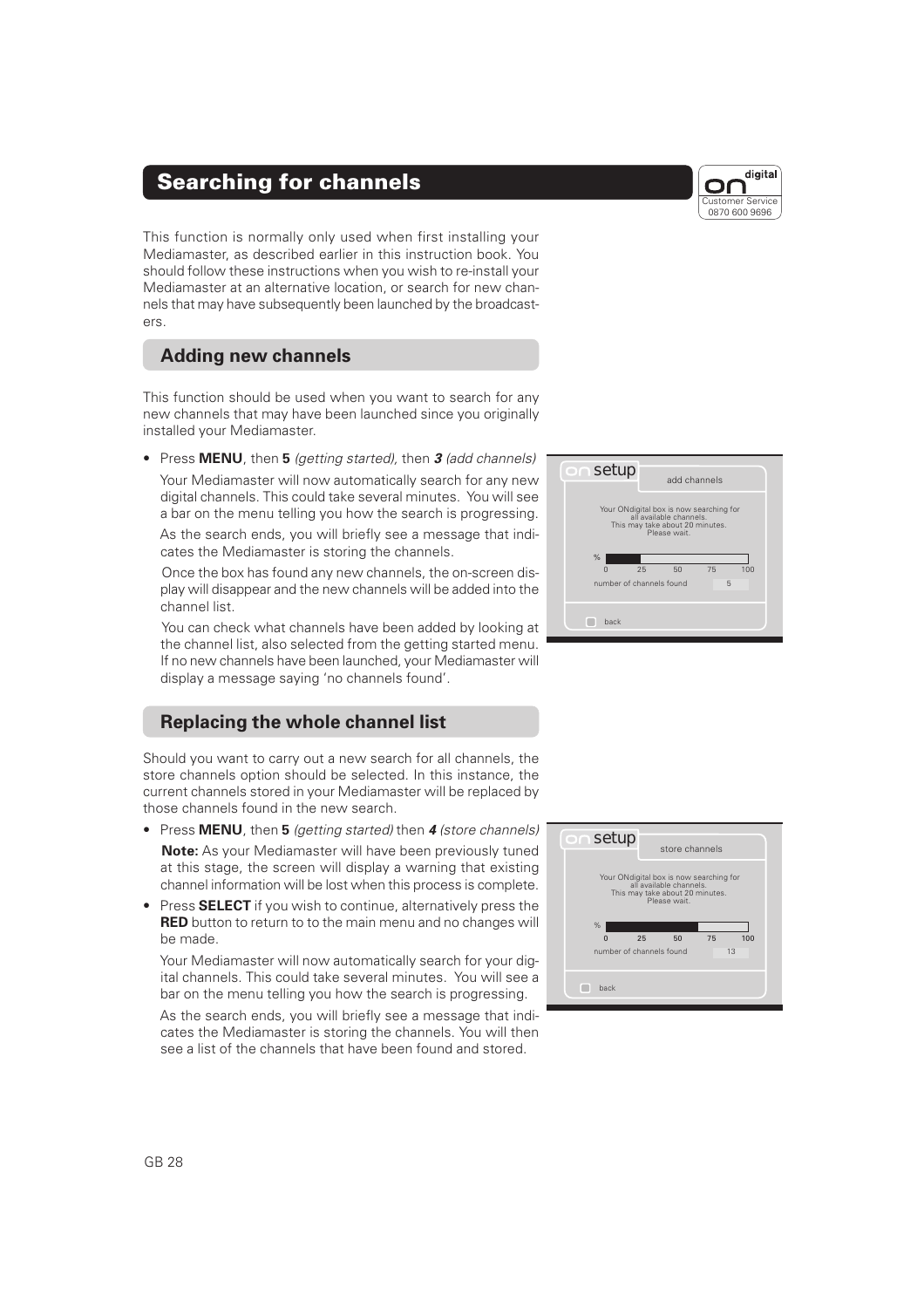## Searching for channels

This function is normally only used when first installing your Mediamaster, as described earlier in this instruction book. You should follow these instructions when you wish to re-install your Mediamaster at an alternative location, or search for new channels that may have subsequently been launched by the broadcasters.

### Adding new channels

This function should be used when you want to search for any new channels that may have been launched since you originally installed your Mediamaster.

- Press **MENU**, then **5** *(getting started)*, then ***3*** *(add channels)*

  Your Mediamaster will now automatically search for any new digital channels. This could take several minutes. You will see a bar on the menu telling you how the search is progressing.

  As the search ends, you will briefly see a message that indicates the Mediamaster is storing the channels.

  Once the box has found any new channels, the on-screen display will disappear and the new channels will be added into the channel list.

  You can check what channels have been added by looking at the channel list, also selected from the getting started menu. If no new channels have been launched, your Mediamaster will display a message saying 'no channels found'.

### Replacing the whole channel list

Should you want to carry out a new search for all channels, the store channels option should be selected. In this instance, the current channels stored in your Mediamaster will be replaced by those channels found in the new search.

- Press **MENU**, then **5** *(getting started)* then ***4*** *(store channels)*

  **Note:** As your Mediamaster will have been previously tuned at this stage, the screen will display a warning that existing channel information will be lost when this process is complete.

- Press **SELECT** if you wish to continue, alternatively press the **RED** button to return to to the main menu and no changes will be made.

  Your Mediamaster will now automatically search for your digital channels. This could take several minutes. You will see a bar on the menu telling you how the search is progressing.

  As the search ends, you will briefly see a message that indicates the Mediamaster is storing the channels. You will then see a list of the channels that have been found and stored.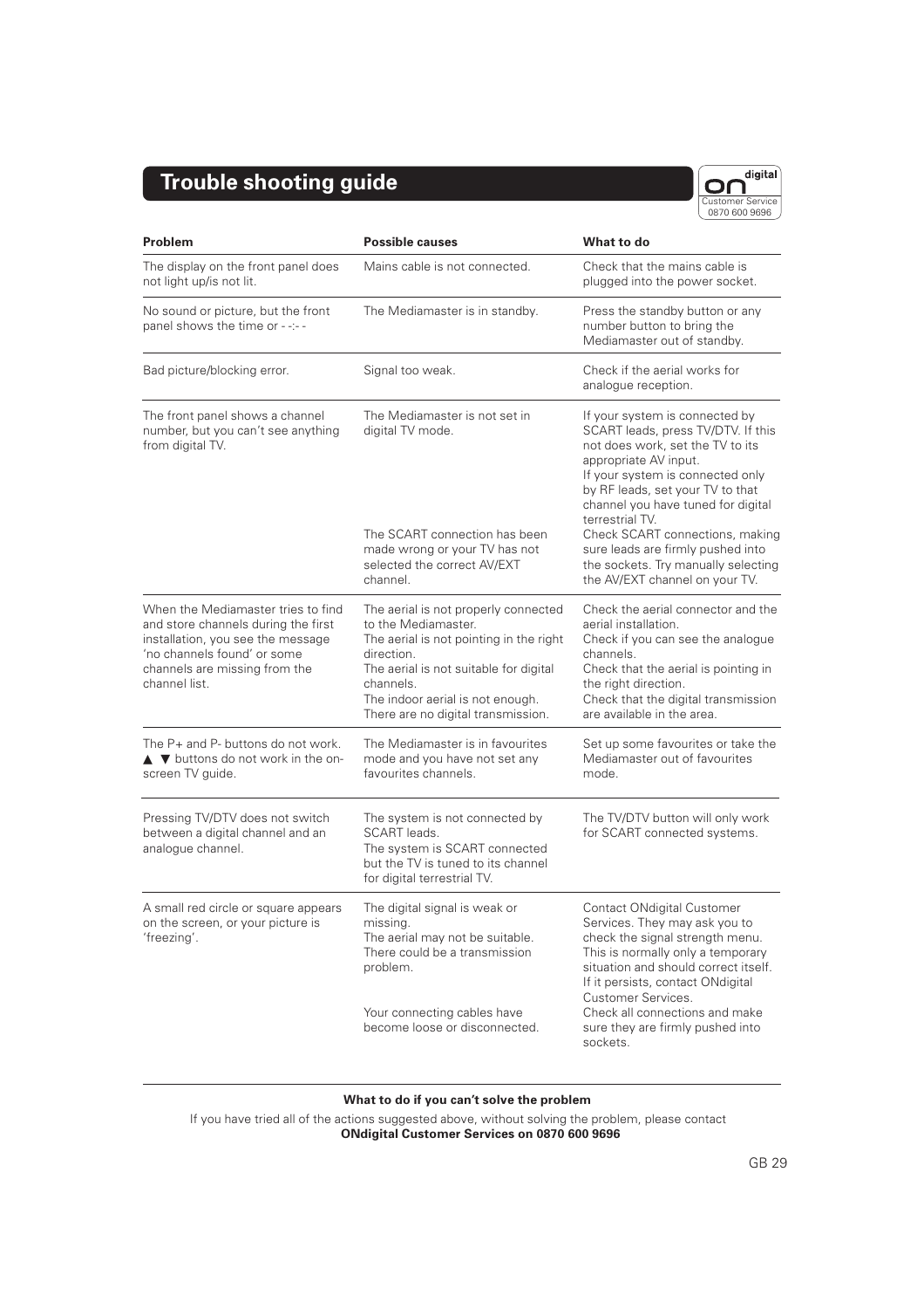# Trouble shooting guide

Customer Service 0870 600 9696

| Problem | Possible causes | What to do |
|---|---|---|
| The display on the front panel does not light up/is not lit. | Mains cable is not connected. | Check that the mains cable is plugged into the power socket. |
| No sound or picture, but the front panel shows the time or - -:- - | The Mediamaster is in standby. | Press the standby button or any number button to bring the Mediamaster out of standby. |
| Bad picture/blocking error. | Signal too weak. | Check if the aerial works for analogue reception. |
| The front panel shows a channel number, but you can't see anything from digital TV. | The Mediamaster is not set in digital TV mode. | If your system is connected by SCART leads, press TV/DTV. If this not does work, set the TV to its appropriate AV input. If your system is connected only by RF leads, set your TV to that channel you have tuned for digital terrestrial TV. |
| | The SCART connection has been made wrong or your TV has not selected the correct AV/EXT channel. | Check SCART connections, making sure leads are firmly pushed into the sockets. Try manually selecting the AV/EXT channel on your TV. |
| When the Mediamaster tries to find and store channels during the first installation, you see the message 'no channels found' or some channels are missing from the channel list. | The aerial is not properly connected to the Mediamaster. The aerial is not pointing in the right direction. The aerial is not suitable for digital channels. The indoor aerial is not enough. There are no digital transmission. | Check the aerial connector and the aerial installation. Check if you can see the analogue channels. Check that the aerial is pointing in the right direction. Check that the digital transmission are available in the area. |
| The P+ and P- buttons do not work. ▲ ▼ buttons do not work in the on-screen TV guide. | The Mediamaster is in favourites mode and you have not set any favourites channels. | Set up some favourites or take the Mediamaster out of favourites mode. |
| Pressing TV/DTV does not switch between a digital channel and an analogue channel. | The system is not connected by SCART leads. The system is SCART connected but the TV is tuned to its channel for digital terrestrial TV. | The TV/DTV button will only work for SCART connected systems. |
| A small red circle or square appears on the screen, or your picture is 'freezing'. | The digital signal is weak or missing. The aerial may not be suitable. There could be a transmission problem. | Contact ONdigital Customer Services. They may ask you to check the signal strength menu. This is normally only a temporary situation and should correct itself. If it persists, contact ONdigital Customer Services. |
| | Your connecting cables have become loose or disconnected. | Check all connections and make sure they are firmly pushed into sockets. |

**What to do if you can't solve the problem**

If you have tried all of the actions suggested above, without solving the problem, please contact
**ONdigital Customer Services on 0870 600 9696**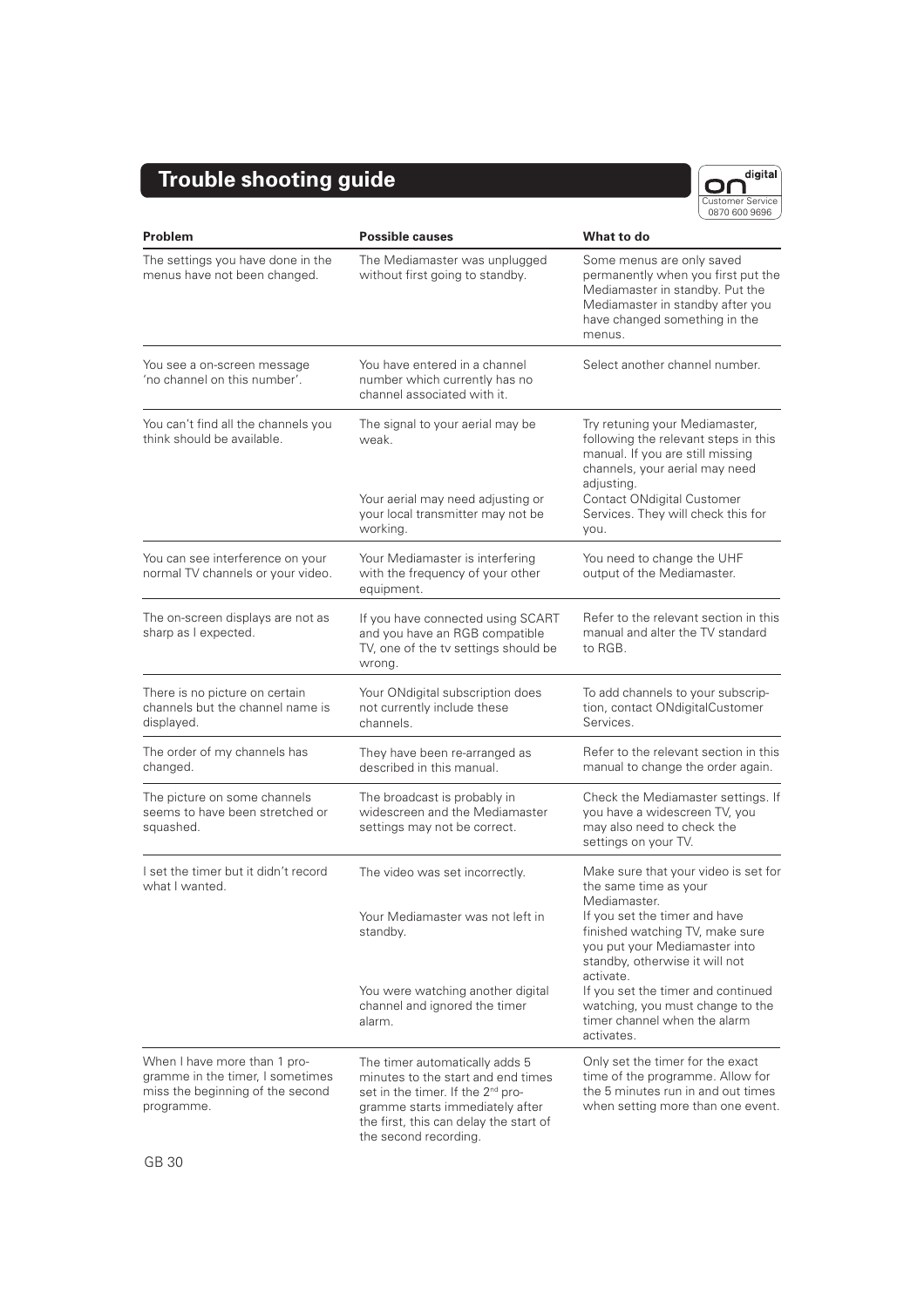# Trouble shooting guide

ON digital Customer Service 0870 600 9696

| Problem | Possible causes | What to do |
|---|---|---|
| The settings you have done in the menus have not been changed. | The Mediamaster was unplugged without first going to standby. | Some menus are only saved permanently when you first put the Mediamaster in standby. Put the Mediamaster in standby after you have changed something in the menus. |
| You see a on-screen message 'no channel on this number'. | You have entered in a channel number which currently has no channel associated with it. | Select another channel number. |
| You can't find all the channels you think should be available. | The signal to your aerial may be weak. | Try retuning your Mediamaster, following the relevant steps in this manual. If you are still missing channels, your aerial may need adjusting. |
| | Your aerial may need adjusting or your local transmitter may not be working. | Contact ONdigital Customer Services. They will check this for you. |
| You can see interference on your normal TV channels or your video. | Your Mediamaster is interfering with the frequency of your other equipment. | You need to change the UHF output of the Mediamaster. |
| The on-screen displays are not as sharp as I expected. | If you have connected using SCART and you have an RGB compatible TV, one of the tv settings should be wrong. | Refer to the relevant section in this manual and alter the TV standard to RGB. |
| There is no picture on certain channels but the channel name is displayed. | Your ONdigital subscription does not currently include these channels. | To add channels to your subscription, contact ONdigitalCustomer Services. |
| The order of my channels has changed. | They have been re-arranged as described in this manual. | Refer to the relevant section in this manual to change the order again. |
| The picture on some channels seems to have been stretched or squashed. | The broadcast is probably in widescreen and the Mediamaster settings may not be correct. | Check the Mediamaster settings. If you have a widescreen TV, you may also need to check the settings on your TV. |
| I set the timer but it didn't record what I wanted. | The video was set incorrectly. | Make sure that your video is set for the same time as your Mediamaster. |
| | Your Mediamaster was not left in standby. | If you set the timer and have finished watching TV, make sure you put your Mediamaster into standby, otherwise it will not activate. |
| | You were watching another digital channel and ignored the timer alarm. | If you set the timer and continued watching, you must change to the timer channel when the alarm activates. |
| When I have more than 1 programme in the timer, I sometimes miss the beginning of the second programme. | The timer automatically adds 5 minutes to the start and end times set in the timer. If the 2nd programme starts immediately after the first, this can delay the start of the second recording. | Only set the timer for the exact time of the programme. Allow for the 5 minutes run in and out times when setting more than one event. |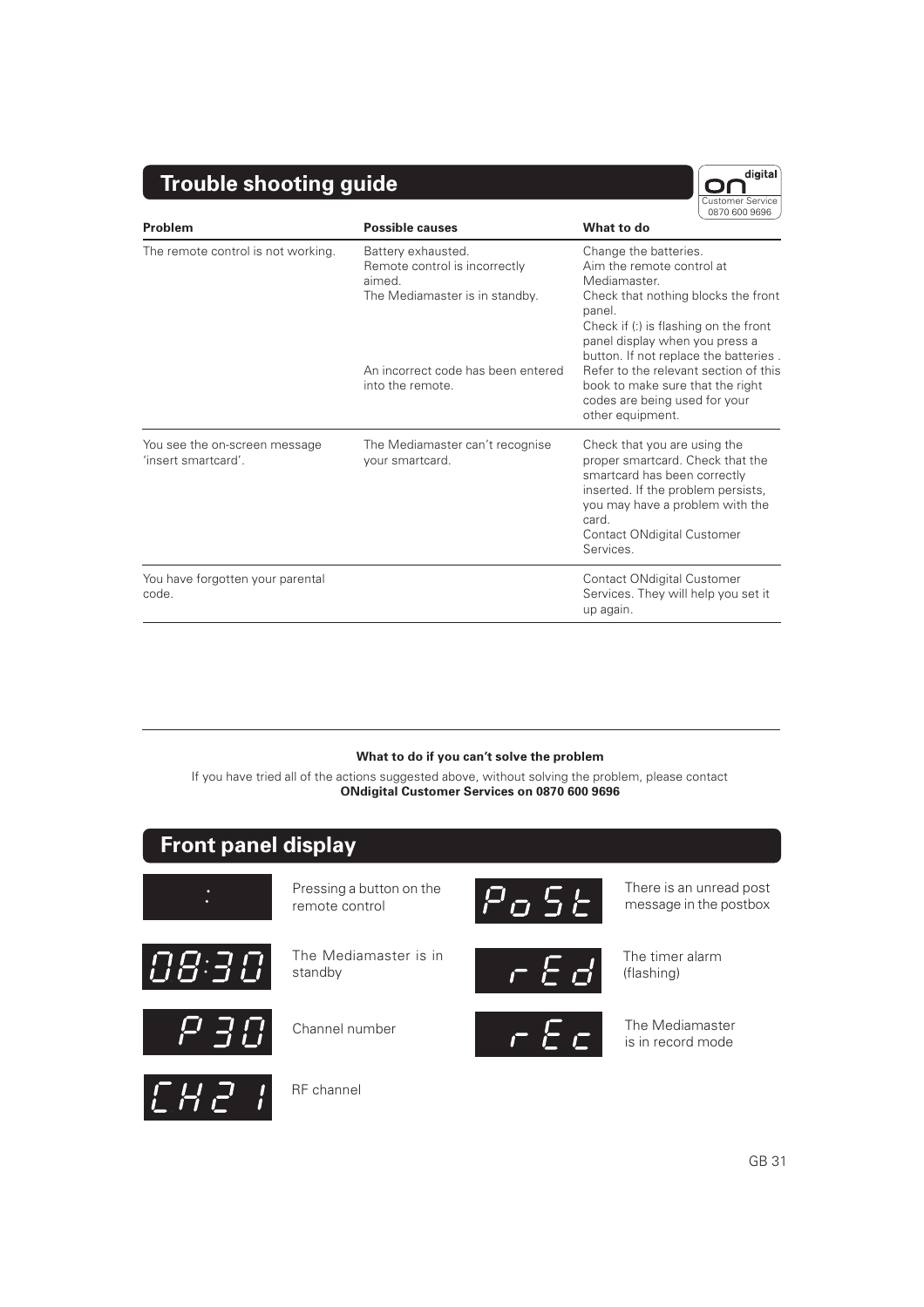## Trouble shooting guide

ONdigital Customer Service 0870 600 9696

| Problem | Possible causes | What to do |
|---|---|---|
| The remote control is not working. | Battery exhausted.<br>Remote control is incorrectly aimed.<br>The Mediamaster is in standby. | Change the batteries.<br>Aim the remote control at Mediamaster.<br>Check that nothing blocks the front panel.<br>Check if (:) is flashing on the front panel display when you press a button. If not replace the batteries . |
| | An incorrect code has been entered into the remote. | Refer to the relevant section of this book to make sure that the right codes are being used for your other equipment. |
| You see the on-screen message 'insert smartcard'. | The Mediamaster can't recognise your smartcard. | Check that you are using the proper smartcard. Check that the smartcard has been correctly inserted. If the problem persists, you may have a problem with the card.<br>Contact ONdigital Customer Services. |
| You have forgotten your parental code. | | Contact ONdigital Customer Services. They will help you set it up again. |

**What to do if you can't solve the problem**

If you have tried all of the actions suggested above, without solving the problem, please contact **ONdigital Customer Services on 0870 600 9696**

## Front panel display

| Display | Meaning |
|---|---|
| : | Pressing a button on the remote control |
| 08:30 | The Mediamaster is in standby |
| P 30 | Channel number |
| CH2 1 | RF channel |
| PoSt | There is an unread post message in the postbox |
| rEd | The timer alarm (flashing) |
| rEc | The Mediamaster is in record mode |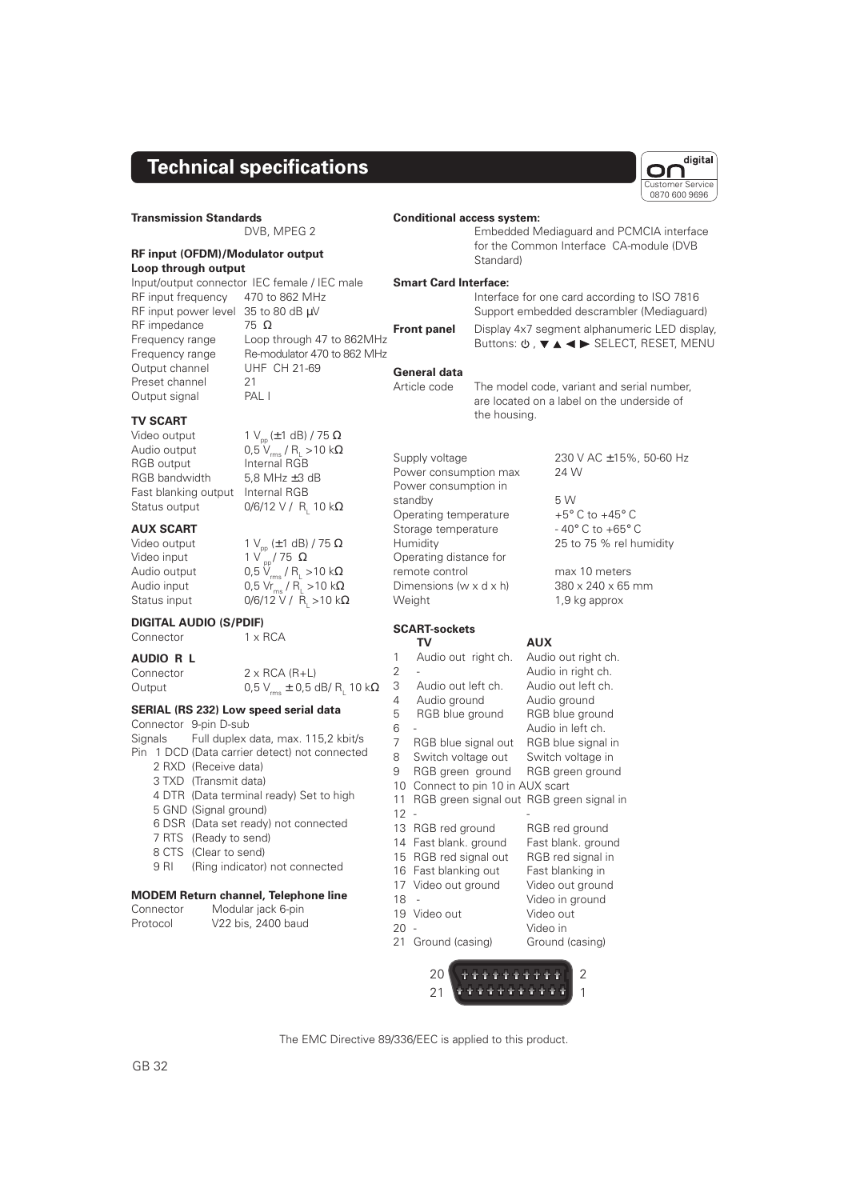# Technical specifications

### Transmission Standards

DVB, MPEG 2

### RF input (OFDM)/Modulator output

### Loop through output

| | |
|---|---|
| Input/output connector | IEC female / IEC male |
| RF input frequency | 470 to 862 MHz |
| RF input power level | 35 to 80 dB µV |
| RF impedance | 75 Ω |
| Frequency range | Loop through 47 to 862MHz |
| Frequency range | Re-modulator 470 to 862 MHz |
| Output channel | UHF CH 21-69 |
| Preset channel | 21 |
| Output signal | PAL I |

### TV SCART

| | |
|---|---|
| Video output | 1 $V_{pp}$ (±1 dB) / 75 Ω |
| Audio output | 0,5 $V_{rms}$ / $R_L$ >10 kΩ |
| RGB output | Internal RGB |
| RGB bandwidth | 5,8 MHz ±3 dB |
| Fast blanking output | Internal RGB |
| Status output | 0/6/12 V / $R_L$ 10 kΩ |

### AUX SCART

| | |
|---|---|
| Video output | 1 $V_{pp}$ (±1 dB) / 75 Ω |
| Video input | 1 $V_{pp}$ / 75 Ω |
| Audio output | 0,5 $V_{rms}$ / $R_L$ >10 kΩ |
| Audio input | 0,5 $Vr_{ms}$ / $R_L$ >10 kΩ |
| Status input | 0/6/12 V / $R_L$ >10 kΩ |

### DIGITAL AUDIO (S/PDIF)

| | |
|---|---|
| Connector | 1 x RCA |

### AUDIO R L

| | |
|---|---|
| Connector | 2 x RCA (R+L) |
| Output | 0,5 $V_{rms}$ ± 0,5 dB/ $R_L$ 10 kΩ |

### SERIAL (RS 232) Low speed serial data

Connector 9-pin D-sub

Signals Full duplex data, max. 115,2 kbit/s

Pin 1 DCD (Data carrier detect) not connected
- 2 RXD (Receive data)
- 3 TXD (Transmit data)
- 4 DTR (Data terminal ready) Set to high
- 5 GND (Signal ground)
- 6 DSR (Data set ready) not connected
- 7 RTS (Ready to send)
- 8 CTS (Clear to send)
- 9 RI (Ring indicator) not connected

### MODEM Return channel, Telephone line

| | |
|---|---|
| Connector | Modular jack 6-pin |
| Protocol | V22 bis, 2400 baud |

### Conditional access system:

Embedded Mediaguard and PCMCIA interface for the Common Interface CA-module (DVB Standard)

### Smart Card Interface:

Interface for one card according to ISO 7816
Support embedded descrambler (Mediaguard)

**Front panel** Display 4x7 segment alphanumeric LED display, Buttons: ⏻ , ▼ ▲ ◄ ► SELECT, RESET, MENU

### General data

Article code The model code, variant and serial number, are located on a label on the underside of the housing.

| | |
|---|---|
| Supply voltage | 230 V AC ±15%, 50-60 Hz |
| Power consumption max | 24 W |
| Power consumption in standby | 5 W |
| Operating temperature | +5° C to +45° C |
| Storage temperature | - 40° C to +65° C |
| Humidity | 25 to 75 % rel humidity |
| Operating distance for remote control | max 10 meters |
| Dimensions (w x d x h) | 380 x 240 x 65 mm |
| Weight | 1,9 kg approx |

### SCART-sockets

| | TV | AUX |
|---|---|---|
| 1 | Audio out right ch. | Audio out right ch. |
| 2 | - | Audio in right ch. |
| 3 | Audio out left ch. | Audio out left ch. |
| 4 | Audio ground | Audio ground |
| 5 | RGB blue ground | RGB blue ground |
| 6 | - | Audio in left ch. |
| 7 | RGB blue signal out | RGB blue signal in |
| 8 | Switch voltage out | Switch voltage in |
| 9 | RGB green ground | RGB green ground |
| 10 | Connect to pin 10 in AUX scart | |
| 11 | RGB green signal out | RGB green signal in |
| 12 | - | - |
| 13 | RGB red ground | RGB red ground |
| 14 | Fast blank. ground | Fast blank. ground |
| 15 | RGB red signal out | RGB red signal in |
| 16 | Fast blanking out | Fast blanking in |
| 17 | Video out ground | Video out ground |
| 18 | - | Video in ground |
| 19 | Video out | Video out |
| 20 | - | Video in |
| 21 | Ground (casing) | Ground (casing) |

20 2
21 1

The EMC Directive 89/336/EEC is applied to this product.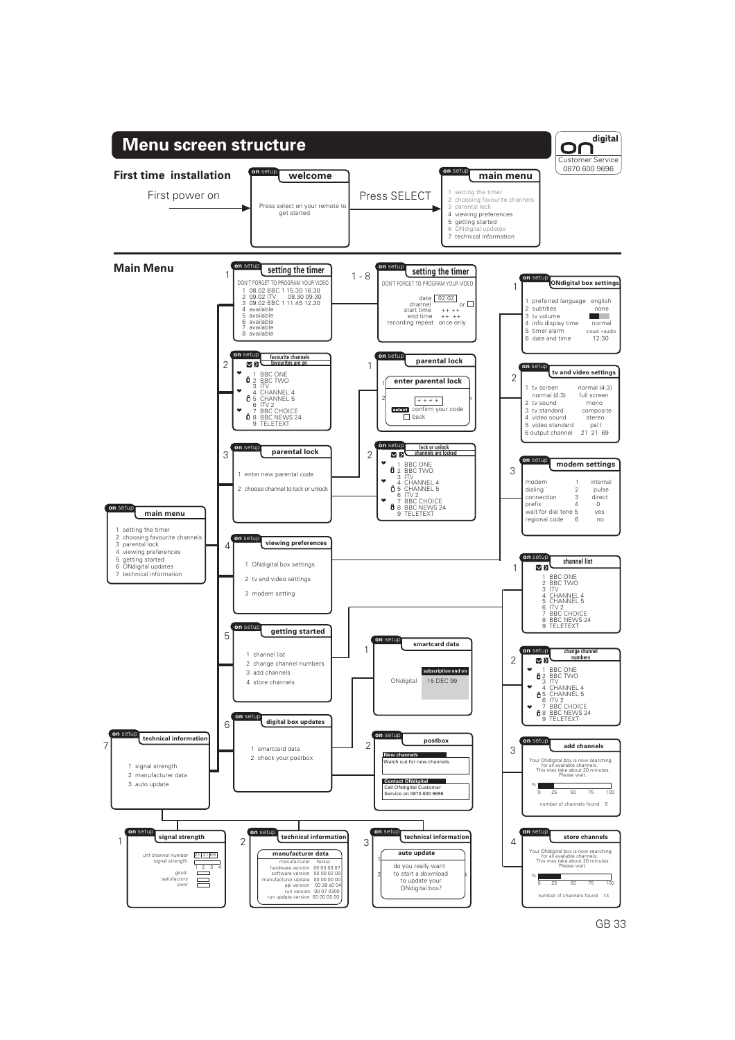# Menu screen structure

**on** digital
Customer Service
0870 600 9696

## First time installation

First power on

**on** setup — **welcome**

Press select on your remote to get started

Press SELECT

**on** setup — **main menu**

1 setting the timer
2 choosing favourite channels
3 parental lock
4 viewing preferences
5 getting started
6 ONdigital updates
7 technical information

## Main Menu

**on** setup — **main menu**

1 setting the timer
2 choosing favourite channels
3 parental lock
4 viewing preferences
5 getting started
6 ONdigital updates
7 technical information

### 1 — setting the timer

DON'T FORGET TO PROGRAM YOUR VIDEO

1 08.02 BBC 1 15.30 16.30
2 09.02 ITV 08.30 09.30
3 09.02 BBC 1 11.45 12.30
4 available
5 available
6 available
7 available
8 available

#### 1 - 8 — setting the timer

DON'T FORGET TO PROGRAM YOUR VIDEO

date 02.02
channel or
start time ++ ++
end time ++ ++
recording repeat once only

### 2 — favourite channels

favourites are on

1 BBC ONE
2 BBC TWO
3 ITV
4 CHANNEL 4
5 CHANNEL 5
6 ITV 2
7 BBC CHOICE
8 BBC NEWS 24
9 TELETEXT

### 3 — parental lock

1 enter new parental code
2 choose channel to lock or unlock

#### 1 — parental lock

**enter parental lock**

+ + + +
select confirm your code
back

#### 2 — lock or unlock

channels are locked

1 BBC ONE
2 BBC TWO
3 ITV
4 CHANNEL 4
5 CHANNEL 5
6 ITV 2
7 BBC CHOICE
8 BBC NEWS 24
9 TELETEXT

### 4 — viewing preferences

1 ONdigital box settings
2 tv and video settings
3 modem setting

#### 1 — ONdigital box settings

1 preferred language english
2 subtitles none
3 tv volume
4 info display time normal
5 timer alarm visual +audio
6 date and time 12:30

#### 2 — tv and video settings

1 tv screen normal (4:3) full screen
normal (4:3)
2 tv sound mono
3 tv standard composite
4 video sound stereo
5 video standard pal I
6 output channel 21 21 69

#### 3 — modem settings

modem 1 internal
dialing 2 pulse
connection 3 direct
prefix 4 0
wait for dial tone 5 yes
regional code 6 no

### 5 — getting started

1 channel list
2 change channel numbers
3 add channels
4 store channels

#### 1 — channel list

1 BBC ONE
2 BBC TWO
3 ITV
4 CHANNEL 4
5 CHANNEL 5
6 ITV 2
7 BBC CHOICE
8 BBC NEWS 24
9 TELETEXT

#### 2 — change channel numbers

1 BBC ONE
2 BBC TWO
3 ITV
4 CHANNEL 4
5 CHANNEL 5
6 ITV 2
7 BBC CHOICE
8 BBC NEWS 24
9 TELETEXT

#### 3 — add channels

Your ONdigital box is now searching for all available channels. This may take about 20 minutes. Please wait.

% 0 25 50 75 100

number of channels found 9

#### 4 — store channels

Your ONdigital box is now searching for all available channels. This may take about 20 minutes. Please wait.

% 0 25 50 75 100

number of channels found 13

### 6 — digital box updates

1 smartcard data
2 check your postbox

#### 1 — smartcard data

subscription end on
ONdigital 15 DEC 99

#### 2 — postbox

**New channels**
Watch out for new channels.

**Contact ONdigital**
Call ONdigital Customer Service on 0870 600 9696

### 7 — technical information

1 signal strength
2 manufacturer data
3 auto update

#### 1 — signal strength

uhf channel number 21 21 69
signal strength 1 2 3 4
good
satisfactory
poor

#### 2 — technical information

**manufacturer data**

manufacturer Nokia
hardware version 00 00 03 07
software version 00 00 02 09
manufacturer update 00 00 00 00
api version 00 28 a0 04
run version 00 07 0300
run update version 00 00 00 00

#### 3 — technical information

**auto update**

do you really want to start a download to update your ONdigital box?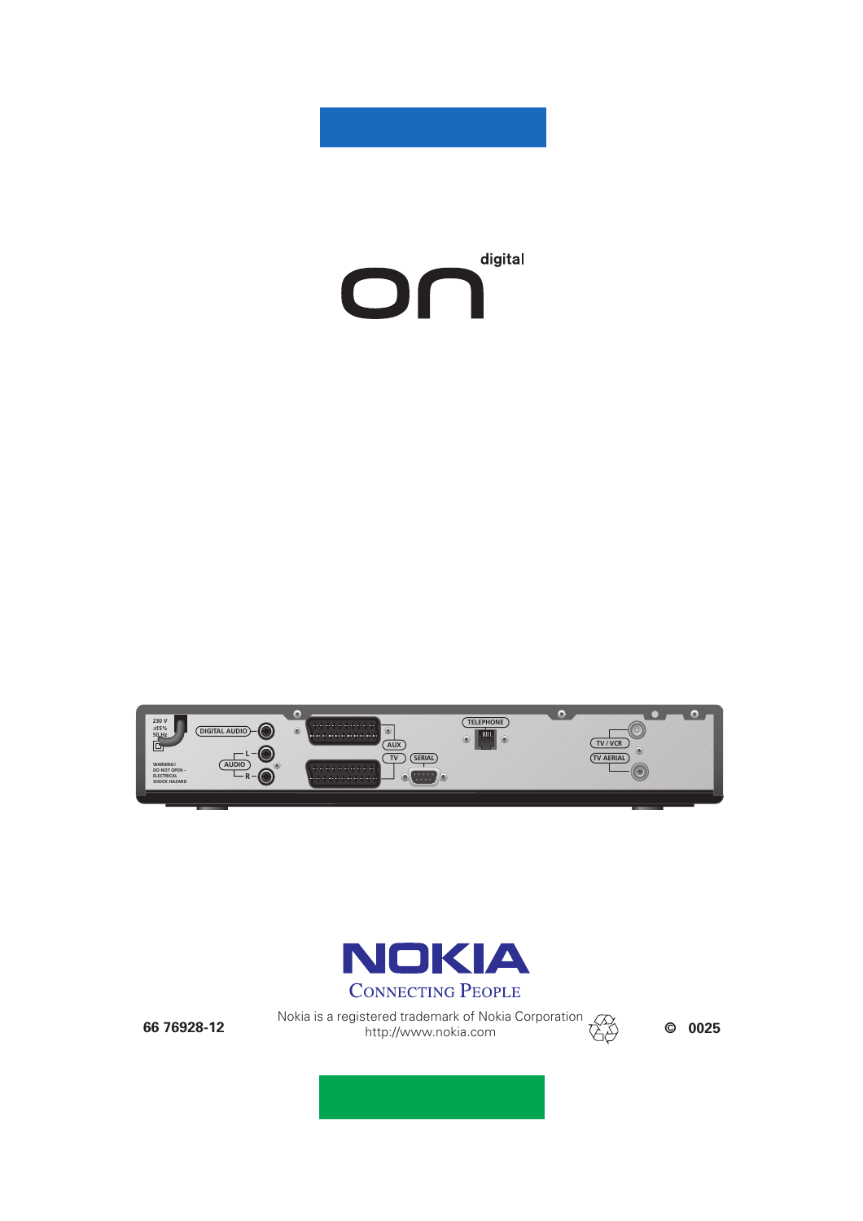on digital

Nokia
Connecting People

66 76928-12

Nokia is a registered trademark of Nokia Corporation
http://www.nokia.com

© 0025